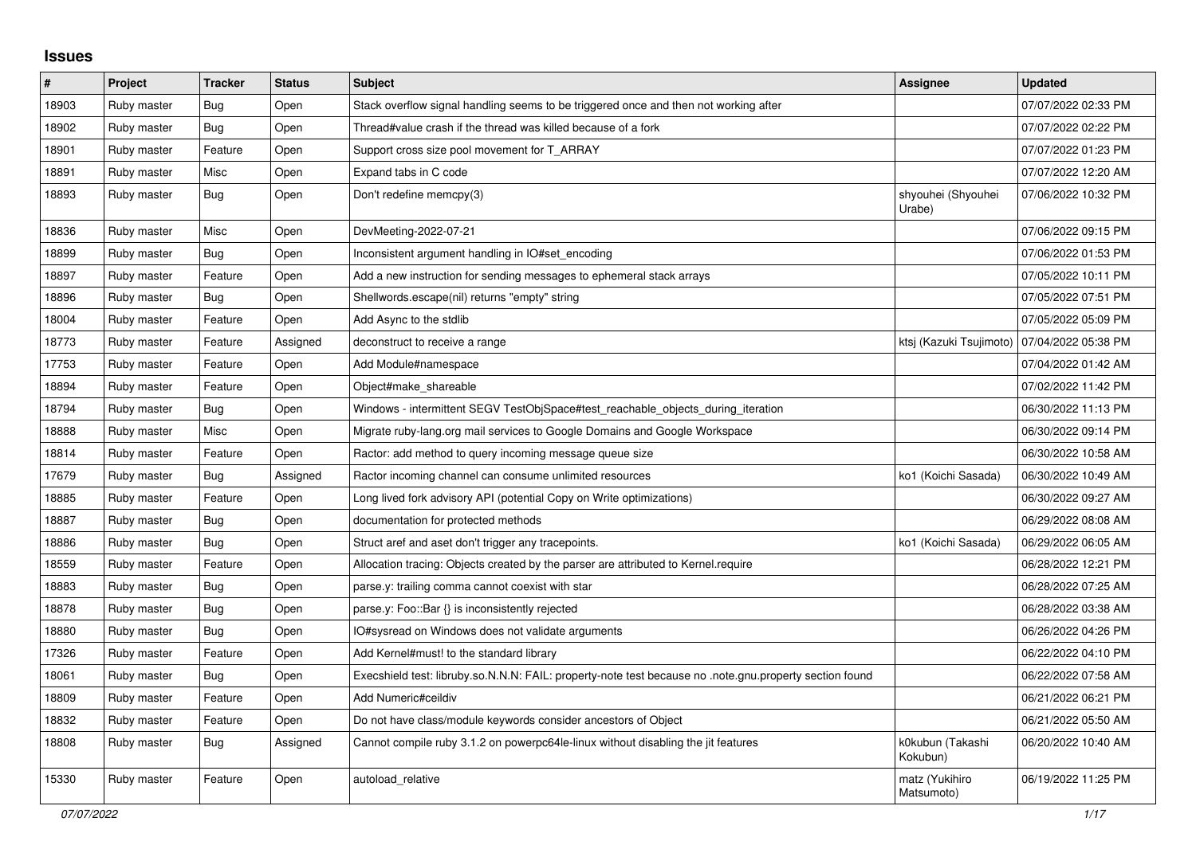## Issues

| # | Project | Tracker | Status | Subject | Assignee | Updated |
|---|---|---|---|---|---|---|
| 18903 | Ruby master | Bug | Open | Stack overflow signal handling seems to be triggered once and then not working after | | 07/07/2022 02:33 PM |
| 18902 | Ruby master | Bug | Open | Thread#value crash if the thread was killed because of a fork | | 07/07/2022 02:22 PM |
| 18901 | Ruby master | Feature | Open | Support cross size pool movement for T_ARRAY | | 07/07/2022 01:23 PM |
| 18891 | Ruby master | Misc | Open | Expand tabs in C code | | 07/07/2022 12:20 AM |
| 18893 | Ruby master | Bug | Open | Don't redefine memcpy(3) | shyouhei (Shyouhei Urabe) | 07/06/2022 10:32 PM |
| 18836 | Ruby master | Misc | Open | DevMeeting-2022-07-21 | | 07/06/2022 09:15 PM |
| 18899 | Ruby master | Bug | Open | Inconsistent argument handling in IO#set_encoding | | 07/06/2022 01:53 PM |
| 18897 | Ruby master | Feature | Open | Add a new instruction for sending messages to ephemeral stack arrays | | 07/05/2022 10:11 PM |
| 18896 | Ruby master | Bug | Open | Shellwords.escape(nil) returns "empty" string | | 07/05/2022 07:51 PM |
| 18004 | Ruby master | Feature | Open | Add Async to the stdlib | | 07/05/2022 05:09 PM |
| 18773 | Ruby master | Feature | Assigned | deconstruct to receive a range | ktsj (Kazuki Tsujimoto) | 07/04/2022 05:38 PM |
| 17753 | Ruby master | Feature | Open | Add Module#namespace | | 07/04/2022 01:42 AM |
| 18894 | Ruby master | Feature | Open | Object#make_shareable | | 07/02/2022 11:42 PM |
| 18794 | Ruby master | Bug | Open | Windows - intermittent SEGV TestObjSpace#test_reachable_objects_during_iteration | | 06/30/2022 11:13 PM |
| 18888 | Ruby master | Misc | Open | Migrate ruby-lang.org mail services to Google Domains and Google Workspace | | 06/30/2022 09:14 PM |
| 18814 | Ruby master | Feature | Open | Ractor: add method to query incoming message queue size | | 06/30/2022 10:58 AM |
| 17679 | Ruby master | Bug | Assigned | Ractor incoming channel can consume unlimited resources | ko1 (Koichi Sasada) | 06/30/2022 10:49 AM |
| 18885 | Ruby master | Feature | Open | Long lived fork advisory API (potential Copy on Write optimizations) | | 06/30/2022 09:27 AM |
| 18887 | Ruby master | Bug | Open | documentation for protected methods | | 06/29/2022 08:08 AM |
| 18886 | Ruby master | Bug | Open | Struct aref and aset don't trigger any tracepoints. | ko1 (Koichi Sasada) | 06/29/2022 06:05 AM |
| 18559 | Ruby master | Feature | Open | Allocation tracing: Objects created by the parser are attributed to Kernel.require | | 06/28/2022 12:21 PM |
| 18883 | Ruby master | Bug | Open | parse.y: trailing comma cannot coexist with star | | 06/28/2022 07:25 AM |
| 18878 | Ruby master | Bug | Open | parse.y: Foo::Bar {} is inconsistently rejected | | 06/28/2022 03:38 AM |
| 18880 | Ruby master | Bug | Open | IO#sysread on Windows does not validate arguments | | 06/26/2022 04:26 PM |
| 17326 | Ruby master | Feature | Open | Add Kernel#must! to the standard library | | 06/22/2022 04:10 PM |
| 18061 | Ruby master | Bug | Open | Execshield test: libruby.so.N.N.N: FAIL: property-note test because no .note.gnu.property section found | | 06/22/2022 07:58 AM |
| 18809 | Ruby master | Feature | Open | Add Numeric#ceildiv | | 06/21/2022 06:21 PM |
| 18832 | Ruby master | Feature | Open | Do not have class/module keywords consider ancestors of Object | | 06/21/2022 05:50 AM |
| 18808 | Ruby master | Bug | Assigned | Cannot compile ruby 3.1.2 on powerpc64le-linux without disabling the jit features | k0kubun (Takashi Kokubun) | 06/20/2022 10:40 AM |
| 15330 | Ruby master | Feature | Open | autoload_relative | matz (Yukihiro Matsumoto) | 06/19/2022 11:25 PM |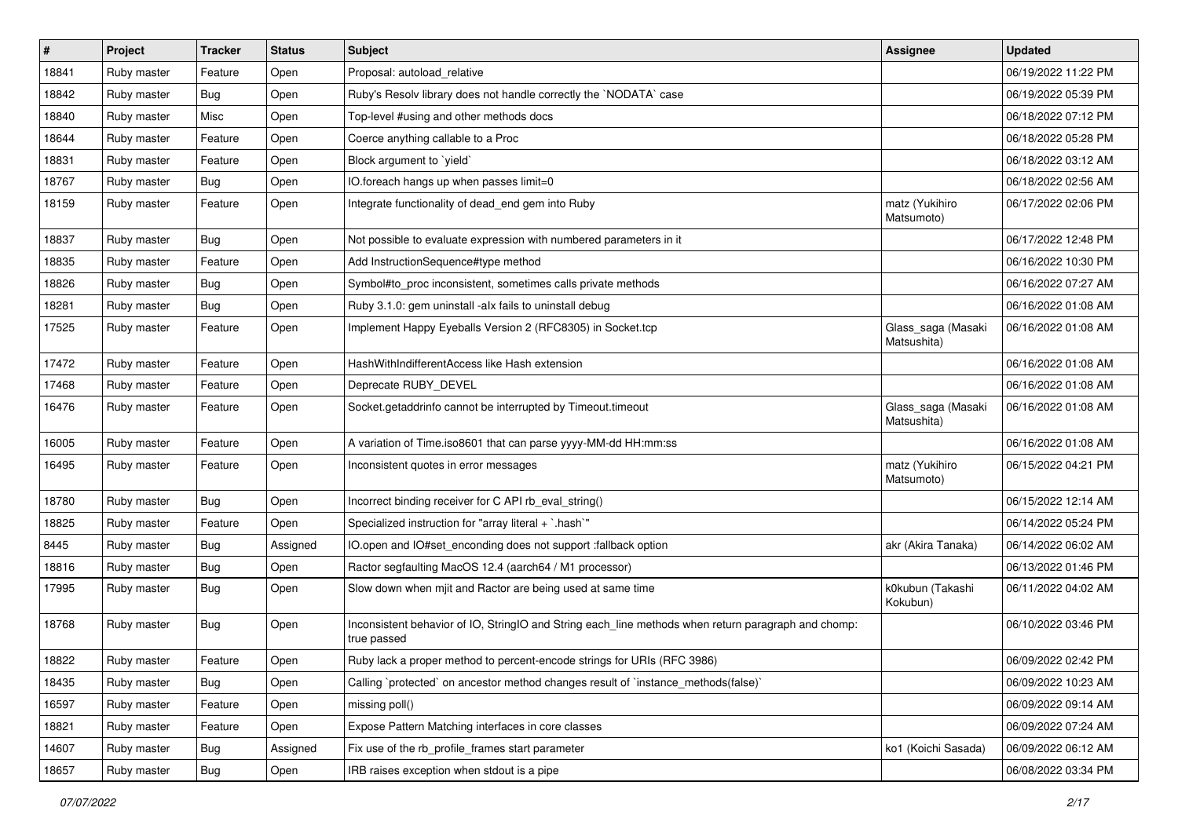| # | Project | Tracker | Status | Subject | Assignee | Updated |
|---|---|---|---|---|---|---|
| 18841 | Ruby master | Feature | Open | Proposal: autoload_relative | | 06/19/2022 11:22 PM |
| 18842 | Ruby master | Bug | Open | Ruby's Resolv library does not handle correctly the `NODATA` case | | 06/19/2022 05:39 PM |
| 18840 | Ruby master | Misc | Open | Top-level #using and other methods docs | | 06/18/2022 07:12 PM |
| 18644 | Ruby master | Feature | Open | Coerce anything callable to a Proc | | 06/18/2022 05:28 PM |
| 18831 | Ruby master | Feature | Open | Block argument to `yield` | | 06/18/2022 03:12 AM |
| 18767 | Ruby master | Bug | Open | IO.foreach hangs up when passes limit=0 | | 06/18/2022 02:56 AM |
| 18159 | Ruby master | Feature | Open | Integrate functionality of dead_end gem into Ruby | matz (Yukihiro Matsumoto) | 06/17/2022 02:06 PM |
| 18837 | Ruby master | Bug | Open | Not possible to evaluate expression with numbered parameters in it | | 06/17/2022 12:48 PM |
| 18835 | Ruby master | Feature | Open | Add InstructionSequence#type method | | 06/16/2022 10:30 PM |
| 18826 | Ruby master | Bug | Open | Symbol#to_proc inconsistent, sometimes calls private methods | | 06/16/2022 07:27 AM |
| 18281 | Ruby master | Bug | Open | Ruby 3.1.0: gem uninstall -alx fails to uninstall debug | | 06/16/2022 01:08 AM |
| 17525 | Ruby master | Feature | Open | Implement Happy Eyeballs Version 2 (RFC8305) in Socket.tcp | Glass_saga (Masaki Matsushita) | 06/16/2022 01:08 AM |
| 17472 | Ruby master | Feature | Open | HashWithIndifferentAccess like Hash extension | | 06/16/2022 01:08 AM |
| 17468 | Ruby master | Feature | Open | Deprecate RUBY_DEVEL | | 06/16/2022 01:08 AM |
| 16476 | Ruby master | Feature | Open | Socket.getaddrinfo cannot be interrupted by Timeout.timeout | Glass_saga (Masaki Matsushita) | 06/16/2022 01:08 AM |
| 16005 | Ruby master | Feature | Open | A variation of Time.iso8601 that can parse yyyy-MM-dd HH:mm:ss | | 06/16/2022 01:08 AM |
| 16495 | Ruby master | Feature | Open | Inconsistent quotes in error messages | matz (Yukihiro Matsumoto) | 06/15/2022 04:21 PM |
| 18780 | Ruby master | Bug | Open | Incorrect binding receiver for C API rb_eval_string() | | 06/15/2022 12:14 AM |
| 18825 | Ruby master | Feature | Open | Specialized instruction for "array literal + `.hash`" | | 06/14/2022 05:24 PM |
| 8445 | Ruby master | Bug | Assigned | IO.open and IO#set_enconding does not support :fallback option | akr (Akira Tanaka) | 06/14/2022 06:02 AM |
| 18816 | Ruby master | Bug | Open | Ractor segfaulting MacOS 12.4 (aarch64 / M1 processor) | | 06/13/2022 01:46 PM |
| 17995 | Ruby master | Bug | Open | Slow down when mjit and Ractor are being used at same time | k0kubun (Takashi Kokubun) | 06/11/2022 04:02 AM |
| 18768 | Ruby master | Bug | Open | Inconsistent behavior of IO, StringIO and String each_line methods when return paragraph and chomp: true passed | | 06/10/2022 03:46 PM |
| 18822 | Ruby master | Feature | Open | Ruby lack a proper method to percent-encode strings for URIs (RFC 3986) | | 06/09/2022 02:42 PM |
| 18435 | Ruby master | Bug | Open | Calling `protected` on ancestor method changes result of `instance_methods(false)` | | 06/09/2022 10:23 AM |
| 16597 | Ruby master | Feature | Open | missing poll() | | 06/09/2022 09:14 AM |
| 18821 | Ruby master | Feature | Open | Expose Pattern Matching interfaces in core classes | | 06/09/2022 07:24 AM |
| 14607 | Ruby master | Bug | Assigned | Fix use of the rb_profile_frames start parameter | ko1 (Koichi Sasada) | 06/09/2022 06:12 AM |
| 18657 | Ruby master | Bug | Open | IRB raises exception when stdout is a pipe | | 06/08/2022 03:34 PM |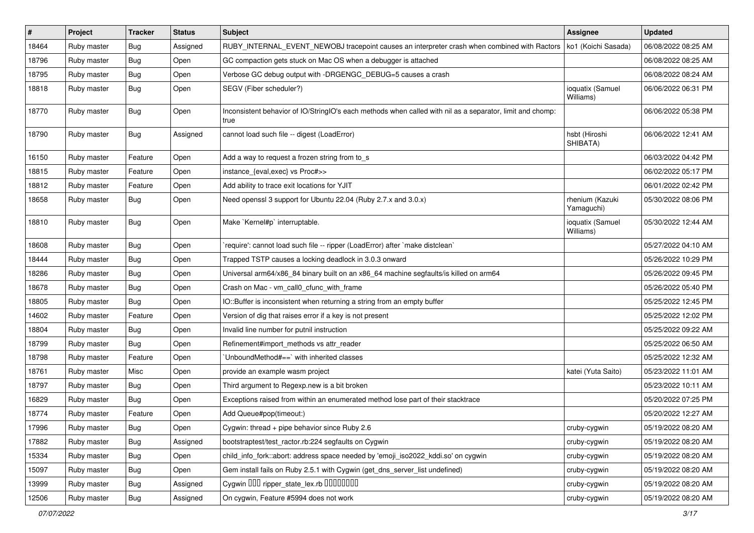| # | Project | Tracker | Status | Subject | Assignee | Updated |
|---|---|---|---|---|---|---|
| 18464 | Ruby master | Bug | Assigned | RUBY_INTERNAL_EVENT_NEWOBJ tracepoint causes an interpreter crash when combined with Ractors | ko1 (Koichi Sasada) | 06/08/2022 08:25 AM |
| 18796 | Ruby master | Bug | Open | GC compaction gets stuck on Mac OS when a debugger is attached | | 06/08/2022 08:25 AM |
| 18795 | Ruby master | Bug | Open | Verbose GC debug output with -DRGENGC_DEBUG=5 causes a crash | | 06/08/2022 08:24 AM |
| 18818 | Ruby master | Bug | Open | SEGV (Fiber scheduler?) | ioquatix (Samuel Williams) | 06/06/2022 06:31 PM |
| 18770 | Ruby master | Bug | Open | Inconsistent behavior of IO/StringIO's each methods when called with nil as a separator, limit and chomp: true | | 06/06/2022 05:38 PM |
| 18790 | Ruby master | Bug | Assigned | cannot load such file -- digest (LoadError) | hsbt (Hiroshi SHIBATA) | 06/06/2022 12:41 AM |
| 16150 | Ruby master | Feature | Open | Add a way to request a frozen string from to_s | | 06/03/2022 04:42 PM |
| 18815 | Ruby master | Feature | Open | instance_{eval,exec} vs Proc#>> | | 06/02/2022 05:17 PM |
| 18812 | Ruby master | Feature | Open | Add ability to trace exit locations for YJIT | | 06/01/2022 02:42 PM |
| 18658 | Ruby master | Bug | Open | Need openssl 3 support for Ubuntu 22.04 (Ruby 2.7.x and 3.0.x) | rhenium (Kazuki Yamaguchi) | 05/30/2022 08:06 PM |
| 18810 | Ruby master | Bug | Open | Make `Kernel#p` interruptable. | ioquatix (Samuel Williams) | 05/30/2022 12:44 AM |
| 18608 | Ruby master | Bug | Open | `require': cannot load such file -- ripper (LoadError) after `make distclean` | | 05/27/2022 04:10 AM |
| 18444 | Ruby master | Bug | Open | Trapped TSTP causes a locking deadlock in 3.0.3 onward | | 05/26/2022 10:29 PM |
| 18286 | Ruby master | Bug | Open | Universal arm64/x86_84 binary built on an x86_64 machine segfaults/is killed on arm64 | | 05/26/2022 09:45 PM |
| 18678 | Ruby master | Bug | Open | Crash on Mac - vm_call0_cfunc_with_frame | | 05/26/2022 05:40 PM |
| 18805 | Ruby master | Bug | Open | IO::Buffer is inconsistent when returning a string from an empty buffer | | 05/25/2022 12:45 PM |
| 14602 | Ruby master | Feature | Open | Version of dig that raises error if a key is not present | | 05/25/2022 12:02 PM |
| 18804 | Ruby master | Bug | Open | Invalid line number for putnil instruction | | 05/25/2022 09:22 AM |
| 18799 | Ruby master | Bug | Open | Refinement#import_methods vs attr_reader | | 05/25/2022 06:50 AM |
| 18798 | Ruby master | Feature | Open | `UnboundMethod#==` with inherited classes | | 05/25/2022 12:32 AM |
| 18761 | Ruby master | Misc | Open | provide an example wasm project | katei (Yuta Saito) | 05/23/2022 11:01 AM |
| 18797 | Ruby master | Bug | Open | Third argument to Regexp.new is a bit broken | | 05/23/2022 10:11 AM |
| 16829 | Ruby master | Bug | Open | Exceptions raised from within an enumerated method lose part of their stacktrace | | 05/20/2022 07:25 PM |
| 18774 | Ruby master | Feature | Open | Add Queue#pop(timeout:) | | 05/20/2022 12:27 AM |
| 17996 | Ruby master | Bug | Open | Cygwin: thread + pipe behavior since Ruby 2.6 | cruby-cygwin | 05/19/2022 08:20 AM |
| 17882 | Ruby master | Bug | Assigned | bootstraptest/test_ractor.rb:224 segfaults on Cygwin | cruby-cygwin | 05/19/2022 08:20 AM |
| 15334 | Ruby master | Bug | Open | child_info_fork::abort: address space needed by 'emoji_iso2022_kddi.so' on cygwin | cruby-cygwin | 05/19/2022 08:20 AM |
| 15097 | Ruby master | Bug | Open | Gem install fails on Ruby 2.5.1 with Cygwin (get_dns_server_list undefined) | cruby-cygwin | 05/19/2022 08:20 AM |
| 13999 | Ruby master | Bug | Assigned | Cygwin ��� ripper_state_lex.rb �������� | cruby-cygwin | 05/19/2022 08:20 AM |
| 12506 | Ruby master | Bug | Assigned | On cygwin, Feature #5994 does not work | cruby-cygwin | 05/19/2022 08:20 AM |

*07/07/2022*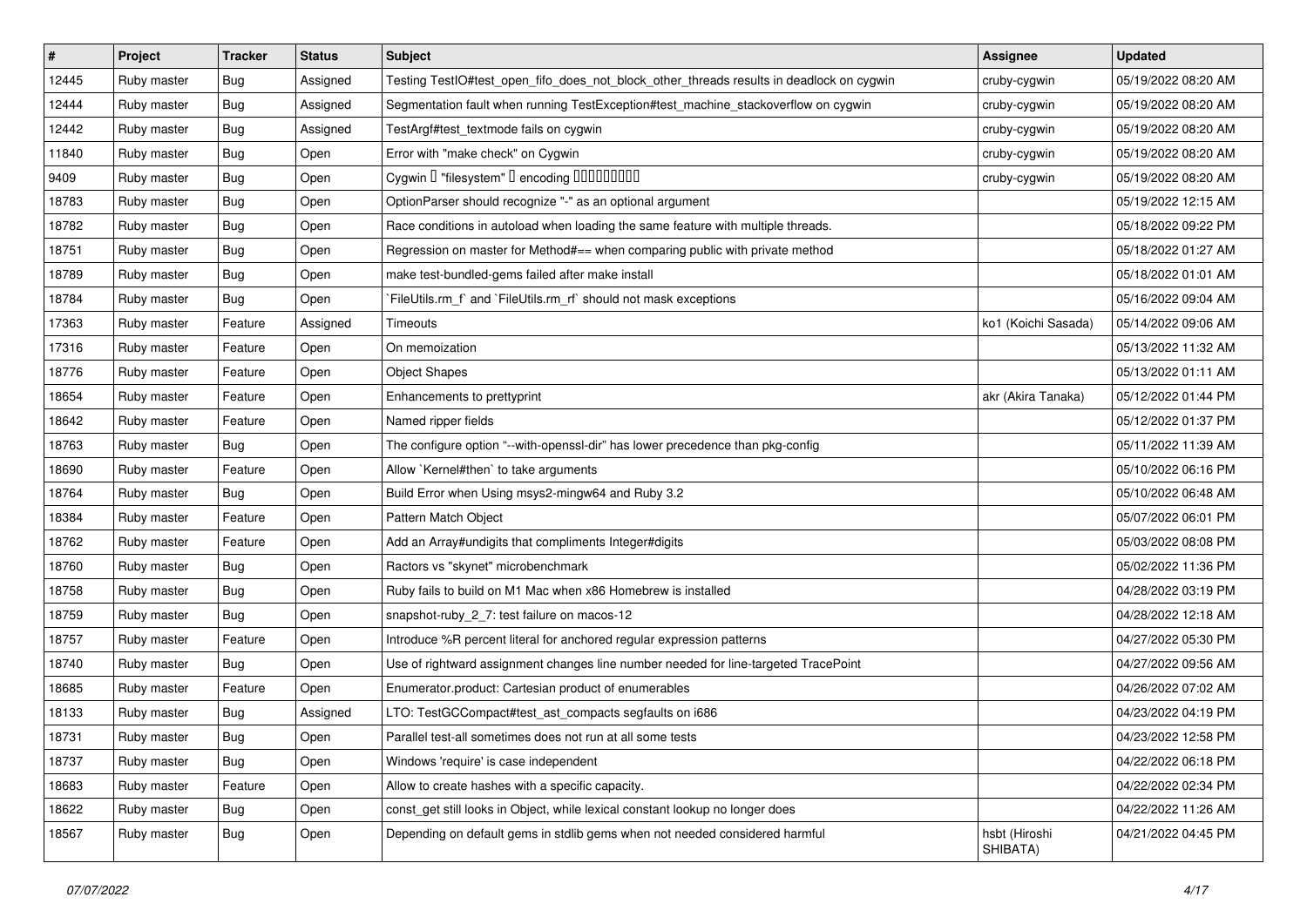| # | Project | Tracker | Status | Subject | Assignee | Updated |
| --- | --- | --- | --- | --- | --- | --- |
| 12445 | Ruby master | Bug | Assigned | Testing TestIO#test_open_fifo_does_not_block_other_threads results in deadlock on cygwin | cruby-cygwin | 05/19/2022 08:20 AM |
| 12444 | Ruby master | Bug | Assigned | Segmentation fault when running TestException#test_machine_stackoverflow on cygwin | cruby-cygwin | 05/19/2022 08:20 AM |
| 12442 | Ruby master | Bug | Assigned | TestArgf#test_textmode fails on cygwin | cruby-cygwin | 05/19/2022 08:20 AM |
| 11840 | Ruby master | Bug | Open | Error with "make check" on Cygwin | cruby-cygwin | 05/19/2022 08:20 AM |
| 9409 | Ruby master | Bug | Open | Cygwin � "filesystem" � encoding ��������� | cruby-cygwin | 05/19/2022 08:20 AM |
| 18783 | Ruby master | Bug | Open | OptionParser should recognize "-" as an optional argument | | 05/19/2022 12:15 AM |
| 18782 | Ruby master | Bug | Open | Race conditions in autoload when loading the same feature with multiple threads. | | 05/18/2022 09:22 PM |
| 18751 | Ruby master | Bug | Open | Regression on master for Method#== when comparing public with private method | | 05/18/2022 01:27 AM |
| 18789 | Ruby master | Bug | Open | make test-bundled-gems failed after make install | | 05/18/2022 01:01 AM |
| 18784 | Ruby master | Bug | Open | `FileUtils.rm_f` and `FileUtils.rm_rf` should not mask exceptions | | 05/16/2022 09:04 AM |
| 17363 | Ruby master | Feature | Assigned | Timeouts | ko1 (Koichi Sasada) | 05/14/2022 09:06 AM |
| 17316 | Ruby master | Feature | Open | On memoization | | 05/13/2022 11:32 AM |
| 18776 | Ruby master | Feature | Open | Object Shapes | | 05/13/2022 01:11 AM |
| 18654 | Ruby master | Feature | Open | Enhancements to prettyprint | akr (Akira Tanaka) | 05/12/2022 01:44 PM |
| 18642 | Ruby master | Feature | Open | Named ripper fields | | 05/12/2022 01:37 PM |
| 18763 | Ruby master | Bug | Open | The configure option "--with-openssl-dir" has lower precedence than pkg-config | | 05/11/2022 11:39 AM |
| 18690 | Ruby master | Feature | Open | Allow `Kernel#then` to take arguments | | 05/10/2022 06:16 PM |
| 18764 | Ruby master | Bug | Open | Build Error when Using msys2-mingw64 and Ruby 3.2 | | 05/10/2022 06:48 AM |
| 18384 | Ruby master | Feature | Open | Pattern Match Object | | 05/07/2022 06:01 PM |
| 18762 | Ruby master | Feature | Open | Add an Array#undigits that compliments Integer#digits | | 05/03/2022 08:08 PM |
| 18760 | Ruby master | Bug | Open | Ractors vs "skynet" microbenchmark | | 05/02/2022 11:36 PM |
| 18758 | Ruby master | Bug | Open | Ruby fails to build on M1 Mac when x86 Homebrew is installed | | 04/28/2022 03:19 PM |
| 18759 | Ruby master | Bug | Open | snapshot-ruby_2_7: test failure on macos-12 | | 04/28/2022 12:18 AM |
| 18757 | Ruby master | Feature | Open | Introduce %R percent literal for anchored regular expression patterns | | 04/27/2022 05:30 PM |
| 18740 | Ruby master | Bug | Open | Use of rightward assignment changes line number needed for line-targeted TracePoint | | 04/27/2022 09:56 AM |
| 18685 | Ruby master | Feature | Open | Enumerator.product: Cartesian product of enumerables | | 04/26/2022 07:02 AM |
| 18133 | Ruby master | Bug | Assigned | LTO: TestGCCompact#test_ast_compacts segfaults on i686 | | 04/23/2022 04:19 PM |
| 18731 | Ruby master | Bug | Open | Parallel test-all sometimes does not run at all some tests | | 04/23/2022 12:58 PM |
| 18737 | Ruby master | Bug | Open | Windows 'require' is case independent | | 04/22/2022 06:18 PM |
| 18683 | Ruby master | Feature | Open | Allow to create hashes with a specific capacity. | | 04/22/2022 02:34 PM |
| 18622 | Ruby master | Bug | Open | const_get still looks in Object, while lexical constant lookup no longer does | | 04/22/2022 11:26 AM |
| 18567 | Ruby master | Bug | Open | Depending on default gems in stdlib gems when not needed considered harmful | hsbt (Hiroshi SHIBATA) | 04/21/2022 04:45 PM |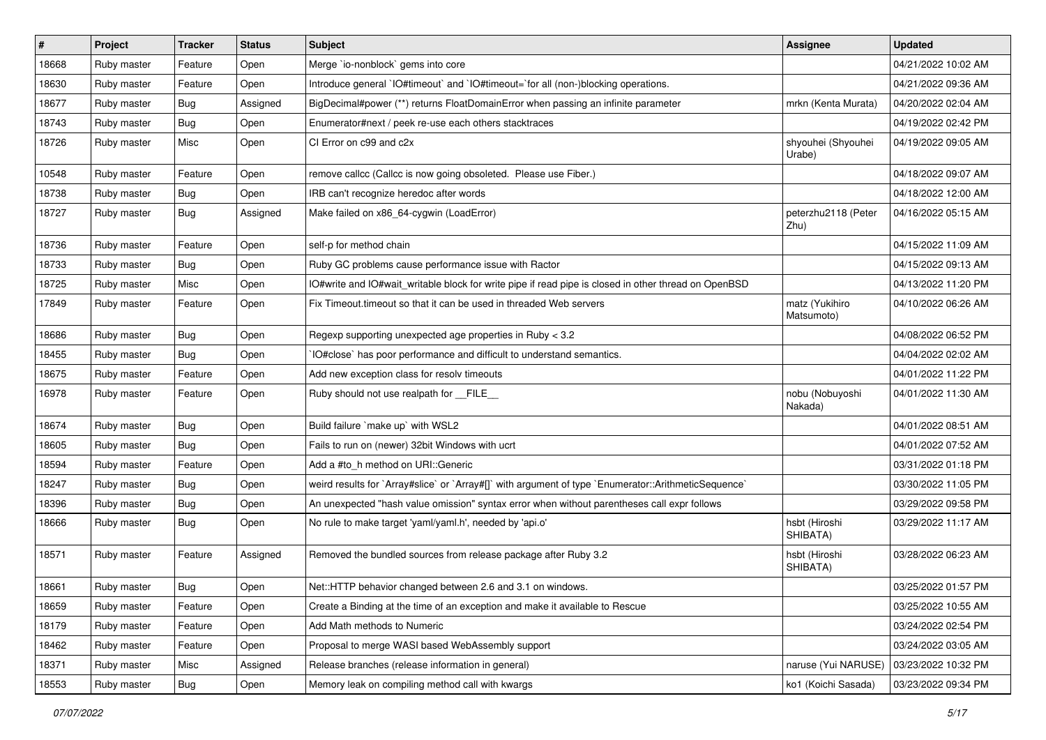| # | Project | Tracker | Status | Subject | Assignee | Updated |
|---|---|---|---|---|---|---|
| 18668 | Ruby master | Feature | Open | Merge `io-nonblock` gems into core | | 04/21/2022 10:02 AM |
| 18630 | Ruby master | Feature | Open | Introduce general `IO#timeout` and `IO#timeout=`for all (non-)blocking operations. | | 04/21/2022 09:36 AM |
| 18677 | Ruby master | Bug | Assigned | BigDecimal#power (**) returns FloatDomainError when passing an infinite parameter | mrkn (Kenta Murata) | 04/20/2022 02:04 AM |
| 18743 | Ruby master | Bug | Open | Enumerator#next / peek re-use each others stacktraces | | 04/19/2022 02:42 PM |
| 18726 | Ruby master | Misc | Open | CI Error on c99 and c2x | shyouhei (Shyouhei Urabe) | 04/19/2022 09:05 AM |
| 10548 | Ruby master | Feature | Open | remove callcc (Callcc is now going obsoleted. Please use Fiber.) | | 04/18/2022 09:07 AM |
| 18738 | Ruby master | Bug | Open | IRB can't recognize heredoc after words | | 04/18/2022 12:00 AM |
| 18727 | Ruby master | Bug | Assigned | Make failed on x86_64-cygwin (LoadError) | peterzhu2118 (Peter Zhu) | 04/16/2022 05:15 AM |
| 18736 | Ruby master | Feature | Open | self-p for method chain | | 04/15/2022 11:09 AM |
| 18733 | Ruby master | Bug | Open | Ruby GC problems cause performance issue with Ractor | | 04/15/2022 09:13 AM |
| 18725 | Ruby master | Misc | Open | IO#write and IO#wait_writable block for write pipe if read pipe is closed in other thread on OpenBSD | | 04/13/2022 11:20 PM |
| 17849 | Ruby master | Feature | Open | Fix Timeout.timeout so that it can be used in threaded Web servers | matz (Yukihiro Matsumoto) | 04/10/2022 06:26 AM |
| 18686 | Ruby master | Bug | Open | Regexp supporting unexpected age properties in Ruby < 3.2 | | 04/08/2022 06:52 PM |
| 18455 | Ruby master | Bug | Open | `IO#close` has poor performance and difficult to understand semantics. | | 04/04/2022 02:02 AM |
| 18675 | Ruby master | Feature | Open | Add new exception class for resolv timeouts | | 04/01/2022 11:22 PM |
| 16978 | Ruby master | Feature | Open | Ruby should not use realpath for __FILE__ | nobu (Nobuyoshi Nakada) | 04/01/2022 11:30 AM |
| 18674 | Ruby master | Bug | Open | Build failure `make up` with WSL2 | | 04/01/2022 08:51 AM |
| 18605 | Ruby master | Bug | Open | Fails to run on (newer) 32bit Windows with ucrt | | 04/01/2022 07:52 AM |
| 18594 | Ruby master | Feature | Open | Add a #to_h method on URI::Generic | | 03/31/2022 01:18 PM |
| 18247 | Ruby master | Bug | Open | weird results for `Array#slice` or `Array#[]` with argument of type `Enumerator::ArithmeticSequence` | | 03/30/2022 11:05 PM |
| 18396 | Ruby master | Bug | Open | An unexpected "hash value omission" syntax error when without parentheses call expr follows | | 03/29/2022 09:58 PM |
| 18666 | Ruby master | Bug | Open | No rule to make target 'yaml/yaml.h', needed by 'api.o' | hsbt (Hiroshi SHIBATA) | 03/29/2022 11:17 AM |
| 18571 | Ruby master | Feature | Assigned | Removed the bundled sources from release package after Ruby 3.2 | hsbt (Hiroshi SHIBATA) | 03/28/2022 06:23 AM |
| 18661 | Ruby master | Bug | Open | Net::HTTP behavior changed between 2.6 and 3.1 on windows. | | 03/25/2022 01:57 PM |
| 18659 | Ruby master | Feature | Open | Create a Binding at the time of an exception and make it available to Rescue | | 03/25/2022 10:55 AM |
| 18179 | Ruby master | Feature | Open | Add Math methods to Numeric | | 03/24/2022 02:54 PM |
| 18462 | Ruby master | Feature | Open | Proposal to merge WASI based WebAssembly support | | 03/24/2022 03:05 AM |
| 18371 | Ruby master | Misc | Assigned | Release branches (release information in general) | naruse (Yui NARUSE) | 03/23/2022 10:32 PM |
| 18553 | Ruby master | Bug | Open | Memory leak on compiling method call with kwargs | ko1 (Koichi Sasada) | 03/23/2022 09:34 PM |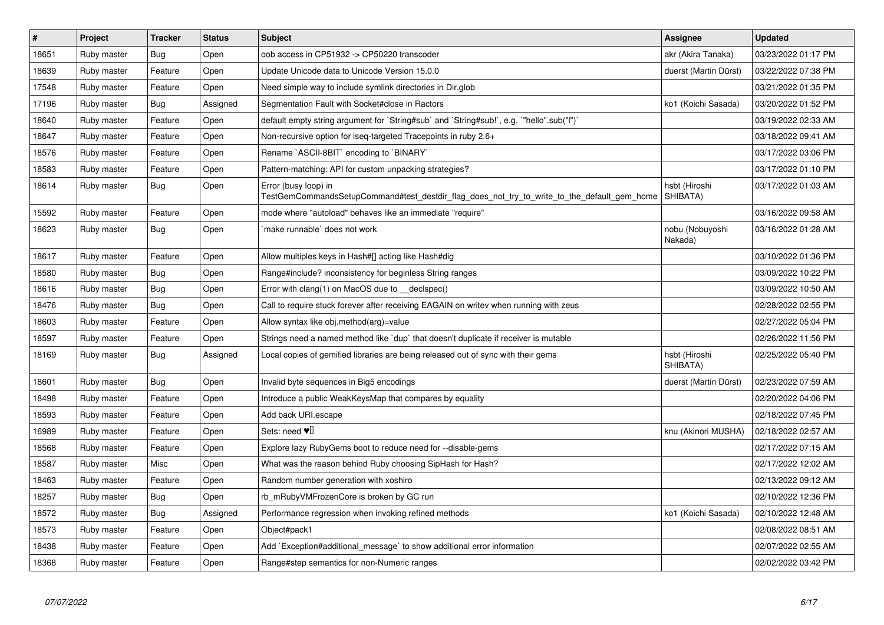| # | Project | Tracker | Status | Subject | Assignee | Updated |
|---|---|---|---|---|---|---|
| 18651 | Ruby master | Bug | Open | oob access in CP51932 -> CP50220 transcoder | akr (Akira Tanaka) | 03/23/2022 01:17 PM |
| 18639 | Ruby master | Feature | Open | Update Unicode data to Unicode Version 15.0.0 | duerst (Martin Dürst) | 03/22/2022 07:38 PM |
| 17548 | Ruby master | Feature | Open | Need simple way to include symlink directories in Dir.glob | | 03/21/2022 01:35 PM |
| 17196 | Ruby master | Bug | Assigned | Segmentation Fault with Socket#close in Ractors | ko1 (Koichi Sasada) | 03/20/2022 01:52 PM |
| 18640 | Ruby master | Feature | Open | default empty string argument for `String#sub` and `String#sub!`, e.g. `"hello".sub("l")` | | 03/19/2022 02:33 AM |
| 18647 | Ruby master | Feature | Open | Non-recursive option for iseq-targeted Tracepoints in ruby 2.6+ | | 03/18/2022 09:41 AM |
| 18576 | Ruby master | Feature | Open | Rename `ASCII-8BIT` encoding to `BINARY` | | 03/17/2022 03:06 PM |
| 18583 | Ruby master | Feature | Open | Pattern-matching: API for custom unpacking strategies? | | 03/17/2022 01:10 PM |
| 18614 | Ruby master | Bug | Open | Error (busy loop) in TestGemCommandsSetupCommand#test_destdir_flag_does_not_try_to_write_to_the_default_gem_home | hsbt (Hiroshi SHIBATA) | 03/17/2022 01:03 AM |
| 15592 | Ruby master | Feature | Open | mode where "autoload" behaves like an immediate "require" | | 03/16/2022 09:58 AM |
| 18623 | Ruby master | Bug | Open | `make runnable` does not work | nobu (Nobuyoshi Nakada) | 03/16/2022 01:28 AM |
| 18617 | Ruby master | Feature | Open | Allow multiples keys in Hash#[] acting like Hash#dig | | 03/10/2022 01:36 PM |
| 18580 | Ruby master | Bug | Open | Range#include? inconsistency for beginless String ranges | | 03/09/2022 10:22 PM |
| 18616 | Ruby master | Bug | Open | Error with clang(1) on MacOS due to __declspec() | | 03/09/2022 10:50 AM |
| 18476 | Ruby master | Bug | Open | Call to require stuck forever after receiving EAGAIN on writev when running with zeus | | 02/28/2022 02:55 PM |
| 18603 | Ruby master | Feature | Open | Allow syntax like obj.method(arg)=value | | 02/27/2022 05:04 PM |
| 18597 | Ruby master | Feature | Open | Strings need a named method like `dup` that doesn't duplicate if receiver is mutable | | 02/26/2022 11:56 PM |
| 18169 | Ruby master | Bug | Assigned | Local copies of gemified libraries are being released out of sync with their gems | hsbt (Hiroshi SHIBATA) | 02/25/2022 05:40 PM |
| 18601 | Ruby master | Bug | Open | Invalid byte sequences in Big5 encodings | duerst (Martin Dürst) | 02/23/2022 07:59 AM |
| 18498 | Ruby master | Feature | Open | Introduce a public WeakKeysMap that compares by equality | | 02/20/2022 04:06 PM |
| 18593 | Ruby master | Feature | Open | Add back URI.escape | | 02/18/2022 07:45 PM |
| 16989 | Ruby master | Feature | Open | Sets: need ♥️ | knu (Akinori MUSHA) | 02/18/2022 02:57 AM |
| 18568 | Ruby master | Feature | Open | Explore lazy RubyGems boot to reduce need for --disable-gems | | 02/17/2022 07:15 AM |
| 18587 | Ruby master | Misc | Open | What was the reason behind Ruby choosing SipHash for Hash? | | 02/17/2022 12:02 AM |
| 18463 | Ruby master | Feature | Open | Random number generation with xoshiro | | 02/13/2022 09:12 AM |
| 18257 | Ruby master | Bug | Open | rb_mRubyVMFrozenCore is broken by GC run | | 02/10/2022 12:36 PM |
| 18572 | Ruby master | Bug | Assigned | Performance regression when invoking refined methods | ko1 (Koichi Sasada) | 02/10/2022 12:48 AM |
| 18573 | Ruby master | Feature | Open | Object#pack1 | | 02/08/2022 08:51 AM |
| 18438 | Ruby master | Feature | Open | Add `Exception#additional_message` to show additional error information | | 02/07/2022 02:55 AM |
| 18368 | Ruby master | Feature | Open | Range#step semantics for non-Numeric ranges | | 02/02/2022 03:42 PM |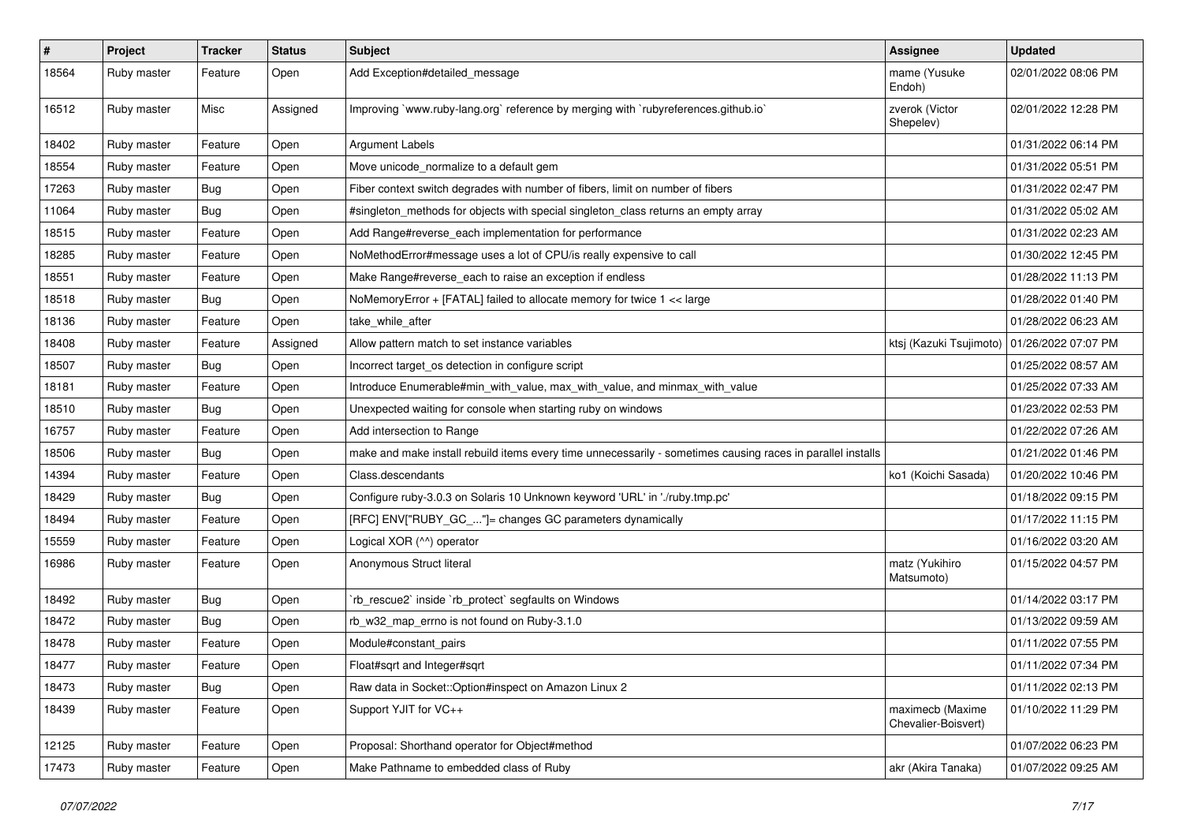| # | Project | Tracker | Status | Subject | Assignee | Updated |
|---|---|---|---|---|---|---|
| 18564 | Ruby master | Feature | Open | Add Exception#detailed_message | mame (Yusuke Endoh) | 02/01/2022 08:06 PM |
| 16512 | Ruby master | Misc | Assigned | Improving `www.ruby-lang.org` reference by merging with `rubyreferences.github.io` | zverok (Victor Shepelev) | 02/01/2022 12:28 PM |
| 18402 | Ruby master | Feature | Open | Argument Labels | | 01/31/2022 06:14 PM |
| 18554 | Ruby master | Feature | Open | Move unicode_normalize to a default gem | | 01/31/2022 05:51 PM |
| 17263 | Ruby master | Bug | Open | Fiber context switch degrades with number of fibers, limit on number of fibers | | 01/31/2022 02:47 PM |
| 11064 | Ruby master | Bug | Open | #singleton_methods for objects with special singleton_class returns an empty array | | 01/31/2022 05:02 AM |
| 18515 | Ruby master | Feature | Open | Add Range#reverse_each implementation for performance | | 01/31/2022 02:23 AM |
| 18285 | Ruby master | Feature | Open | NoMethodError#message uses a lot of CPU/is really expensive to call | | 01/30/2022 12:45 PM |
| 18551 | Ruby master | Feature | Open | Make Range#reverse_each to raise an exception if endless | | 01/28/2022 11:13 PM |
| 18518 | Ruby master | Bug | Open | NoMemoryError + [FATAL] failed to allocate memory for twice 1 << large | | 01/28/2022 01:40 PM |
| 18136 | Ruby master | Feature | Open | take_while_after | | 01/28/2022 06:23 AM |
| 18408 | Ruby master | Feature | Assigned | Allow pattern match to set instance variables | ktsj (Kazuki Tsujimoto) | 01/26/2022 07:07 PM |
| 18507 | Ruby master | Bug | Open | Incorrect target_os detection in configure script | | 01/25/2022 08:57 AM |
| 18181 | Ruby master | Feature | Open | Introduce Enumerable#min_with_value, max_with_value, and minmax_with_value | | 01/25/2022 07:33 AM |
| 18510 | Ruby master | Bug | Open | Unexpected waiting for console when starting ruby on windows | | 01/23/2022 02:53 PM |
| 16757 | Ruby master | Feature | Open | Add intersection to Range | | 01/22/2022 07:26 AM |
| 18506 | Ruby master | Bug | Open | make and make install rebuild items every time unnecessarily - sometimes causing races in parallel installs | | 01/21/2022 01:46 PM |
| 14394 | Ruby master | Feature | Open | Class.descendants | ko1 (Koichi Sasada) | 01/20/2022 10:46 PM |
| 18429 | Ruby master | Bug | Open | Configure ruby-3.0.3 on Solaris 10 Unknown keyword 'URL' in './ruby.tmp.pc' | | 01/18/2022 09:15 PM |
| 18494 | Ruby master | Feature | Open | [RFC] ENV["RUBY_GC_..."]= changes GC parameters dynamically | | 01/17/2022 11:15 PM |
| 15559 | Ruby master | Feature | Open | Logical XOR (^^) operator | | 01/16/2022 03:20 AM |
| 16986 | Ruby master | Feature | Open | Anonymous Struct literal | matz (Yukihiro Matsumoto) | 01/15/2022 04:57 PM |
| 18492 | Ruby master | Bug | Open | `rb_rescue2` inside `rb_protect` segfaults on Windows | | 01/14/2022 03:17 PM |
| 18472 | Ruby master | Bug | Open | rb_w32_map_errno is not found on Ruby-3.1.0 | | 01/13/2022 09:59 AM |
| 18478 | Ruby master | Feature | Open | Module#constant_pairs | | 01/11/2022 07:55 PM |
| 18477 | Ruby master | Feature | Open | Float#sqrt and Integer#sqrt | | 01/11/2022 07:34 PM |
| 18473 | Ruby master | Bug | Open | Raw data in Socket::Option#inspect on Amazon Linux 2 | | 01/11/2022 02:13 PM |
| 18439 | Ruby master | Feature | Open | Support YJIT for VC++ | maximecb (Maxime Chevalier-Boisvert) | 01/10/2022 11:29 PM |
| 12125 | Ruby master | Feature | Open | Proposal: Shorthand operator for Object#method | | 01/07/2022 06:23 PM |
| 17473 | Ruby master | Feature | Open | Make Pathname to embedded class of Ruby | akr (Akira Tanaka) | 01/07/2022 09:25 AM |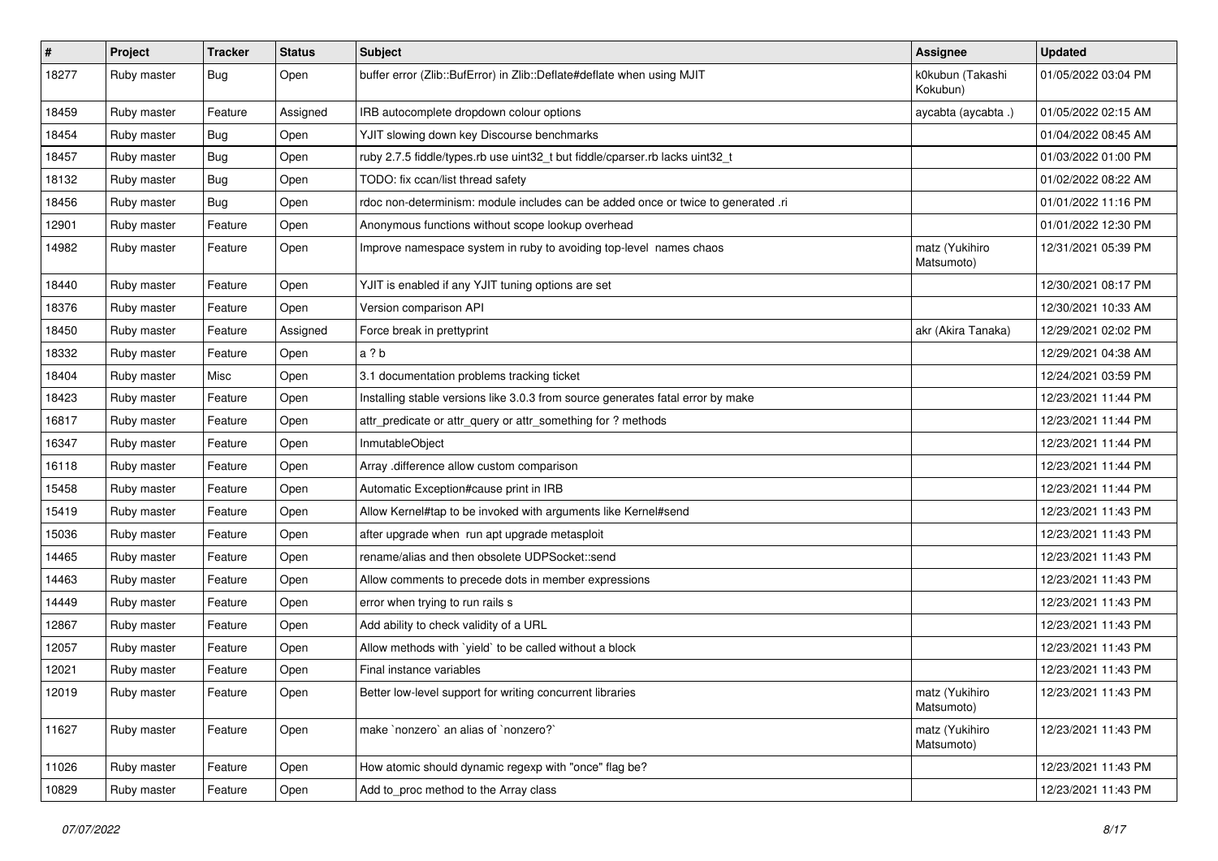| # | Project | Tracker | Status | Subject | Assignee | Updated |
|---|---|---|---|---|---|---|
| 18277 | Ruby master | Bug | Open | buffer error (Zlib::BufError) in Zlib::Deflate#deflate when using MJIT | k0kubun (Takashi Kokubun) | 01/05/2022 03:04 PM |
| 18459 | Ruby master | Feature | Assigned | IRB autocomplete dropdown colour options | aycabta (aycabta .) | 01/05/2022 02:15 AM |
| 18454 | Ruby master | Bug | Open | YJIT slowing down key Discourse benchmarks | | 01/04/2022 08:45 AM |
| 18457 | Ruby master | Bug | Open | ruby 2.7.5 fiddle/types.rb use uint32_t but fiddle/cparser.rb lacks uint32_t | | 01/03/2022 01:00 PM |
| 18132 | Ruby master | Bug | Open | TODO: fix ccan/list thread safety | | 01/02/2022 08:22 AM |
| 18456 | Ruby master | Bug | Open | rdoc non-determinism: module includes can be added once or twice to generated .ri | | 01/01/2022 11:16 PM |
| 12901 | Ruby master | Feature | Open | Anonymous functions without scope lookup overhead | | 01/01/2022 12:30 PM |
| 14982 | Ruby master | Feature | Open | Improve namespace system in ruby to avoiding top-level names chaos | matz (Yukihiro Matsumoto) | 12/31/2021 05:39 PM |
| 18440 | Ruby master | Feature | Open | YJIT is enabled if any YJIT tuning options are set | | 12/30/2021 08:17 PM |
| 18376 | Ruby master | Feature | Open | Version comparison API | | 12/30/2021 10:33 AM |
| 18450 | Ruby master | Feature | Assigned | Force break in prettyprint | akr (Akira Tanaka) | 12/29/2021 02:02 PM |
| 18332 | Ruby master | Feature | Open | a ? b | | 12/29/2021 04:38 AM |
| 18404 | Ruby master | Misc | Open | 3.1 documentation problems tracking ticket | | 12/24/2021 03:59 PM |
| 18423 | Ruby master | Feature | Open | Installing stable versions like 3.0.3 from source generates fatal error by make | | 12/23/2021 11:44 PM |
| 16817 | Ruby master | Feature | Open | attr_predicate or attr_query or attr_something for ? methods | | 12/23/2021 11:44 PM |
| 16347 | Ruby master | Feature | Open | InmutableObject | | 12/23/2021 11:44 PM |
| 16118 | Ruby master | Feature | Open | Array .difference allow custom comparison | | 12/23/2021 11:44 PM |
| 15458 | Ruby master | Feature | Open | Automatic Exception#cause print in IRB | | 12/23/2021 11:44 PM |
| 15419 | Ruby master | Feature | Open | Allow Kernel#tap to be invoked with arguments like Kernel#send | | 12/23/2021 11:43 PM |
| 15036 | Ruby master | Feature | Open | after upgrade when run apt upgrade metasploit | | 12/23/2021 11:43 PM |
| 14465 | Ruby master | Feature | Open | rename/alias and then obsolete UDPSocket::send | | 12/23/2021 11:43 PM |
| 14463 | Ruby master | Feature | Open | Allow comments to precede dots in member expressions | | 12/23/2021 11:43 PM |
| 14449 | Ruby master | Feature | Open | error when trying to run rails s | | 12/23/2021 11:43 PM |
| 12867 | Ruby master | Feature | Open | Add ability to check validity of a URL | | 12/23/2021 11:43 PM |
| 12057 | Ruby master | Feature | Open | Allow methods with `yield` to be called without a block | | 12/23/2021 11:43 PM |
| 12021 | Ruby master | Feature | Open | Final instance variables | | 12/23/2021 11:43 PM |
| 12019 | Ruby master | Feature | Open | Better low-level support for writing concurrent libraries | matz (Yukihiro Matsumoto) | 12/23/2021 11:43 PM |
| 11627 | Ruby master | Feature | Open | make `nonzero` an alias of `nonzero?` | matz (Yukihiro Matsumoto) | 12/23/2021 11:43 PM |
| 11026 | Ruby master | Feature | Open | How atomic should dynamic regexp with "once" flag be? | | 12/23/2021 11:43 PM |
| 10829 | Ruby master | Feature | Open | Add to_proc method to the Array class | | 12/23/2021 11:43 PM |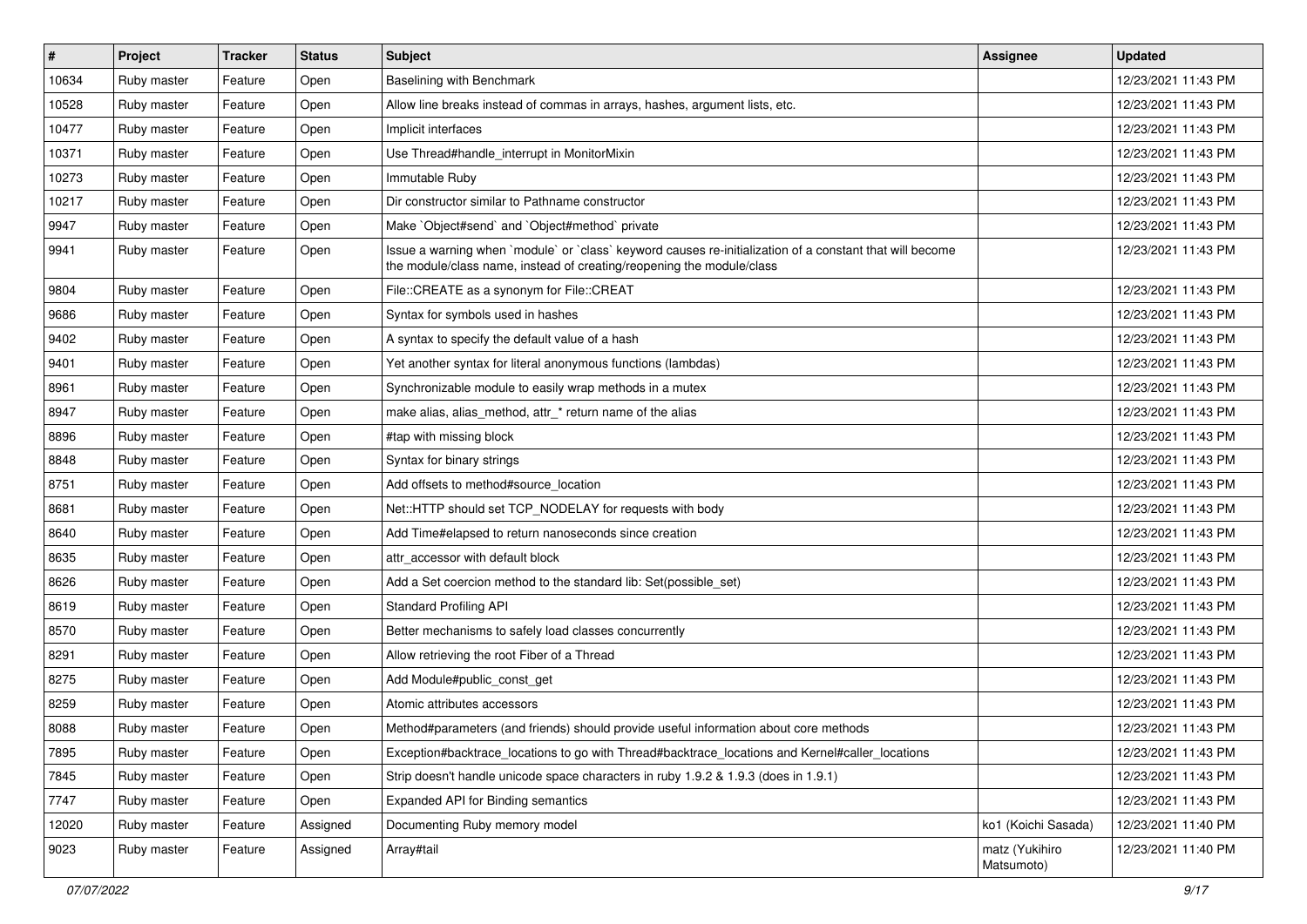| # | Project | Tracker | Status | Subject | Assignee | Updated |
|---|---|---|---|---|---|---|
| 10634 | Ruby master | Feature | Open | Baselining with Benchmark | | 12/23/2021 11:43 PM |
| 10528 | Ruby master | Feature | Open | Allow line breaks instead of commas in arrays, hashes, argument lists, etc. | | 12/23/2021 11:43 PM |
| 10477 | Ruby master | Feature | Open | Implicit interfaces | | 12/23/2021 11:43 PM |
| 10371 | Ruby master | Feature | Open | Use Thread#handle_interrupt in MonitorMixin | | 12/23/2021 11:43 PM |
| 10273 | Ruby master | Feature | Open | Immutable Ruby | | 12/23/2021 11:43 PM |
| 10217 | Ruby master | Feature | Open | Dir constructor similar to Pathname constructor | | 12/23/2021 11:43 PM |
| 9947 | Ruby master | Feature | Open | Make `Object#send` and `Object#method` private | | 12/23/2021 11:43 PM |
| 9941 | Ruby master | Feature | Open | Issue a warning when `module` or `class` keyword causes re-initialization of a constant that will become the module/class name, instead of creating/reopening the module/class | | 12/23/2021 11:43 PM |
| 9804 | Ruby master | Feature | Open | File::CREATE as a synonym for File::CREAT | | 12/23/2021 11:43 PM |
| 9686 | Ruby master | Feature | Open | Syntax for symbols used in hashes | | 12/23/2021 11:43 PM |
| 9402 | Ruby master | Feature | Open | A syntax to specify the default value of a hash | | 12/23/2021 11:43 PM |
| 9401 | Ruby master | Feature | Open | Yet another syntax for literal anonymous functions (lambdas) | | 12/23/2021 11:43 PM |
| 8961 | Ruby master | Feature | Open | Synchronizable module to easily wrap methods in a mutex | | 12/23/2021 11:43 PM |
| 8947 | Ruby master | Feature | Open | make alias, alias_method, attr_* return name of the alias | | 12/23/2021 11:43 PM |
| 8896 | Ruby master | Feature | Open | #tap with missing block | | 12/23/2021 11:43 PM |
| 8848 | Ruby master | Feature | Open | Syntax for binary strings | | 12/23/2021 11:43 PM |
| 8751 | Ruby master | Feature | Open | Add offsets to method#source_location | | 12/23/2021 11:43 PM |
| 8681 | Ruby master | Feature | Open | Net::HTTP should set TCP_NODELAY for requests with body | | 12/23/2021 11:43 PM |
| 8640 | Ruby master | Feature | Open | Add Time#elapsed to return nanoseconds since creation | | 12/23/2021 11:43 PM |
| 8635 | Ruby master | Feature | Open | attr_accessor with default block | | 12/23/2021 11:43 PM |
| 8626 | Ruby master | Feature | Open | Add a Set coercion method to the standard lib: Set(possible_set) | | 12/23/2021 11:43 PM |
| 8619 | Ruby master | Feature | Open | Standard Profiling API | | 12/23/2021 11:43 PM |
| 8570 | Ruby master | Feature | Open | Better mechanisms to safely load classes concurrently | | 12/23/2021 11:43 PM |
| 8291 | Ruby master | Feature | Open | Allow retrieving the root Fiber of a Thread | | 12/23/2021 11:43 PM |
| 8275 | Ruby master | Feature | Open | Add Module#public_const_get | | 12/23/2021 11:43 PM |
| 8259 | Ruby master | Feature | Open | Atomic attributes accessors | | 12/23/2021 11:43 PM |
| 8088 | Ruby master | Feature | Open | Method#parameters (and friends) should provide useful information about core methods | | 12/23/2021 11:43 PM |
| 7895 | Ruby master | Feature | Open | Exception#backtrace_locations to go with Thread#backtrace_locations and Kernel#caller_locations | | 12/23/2021 11:43 PM |
| 7845 | Ruby master | Feature | Open | Strip doesn't handle unicode space characters in ruby 1.9.2 & 1.9.3 (does in 1.9.1) | | 12/23/2021 11:43 PM |
| 7747 | Ruby master | Feature | Open | Expanded API for Binding semantics | | 12/23/2021 11:43 PM |
| 12020 | Ruby master | Feature | Assigned | Documenting Ruby memory model | ko1 (Koichi Sasada) | 12/23/2021 11:40 PM |
| 9023 | Ruby master | Feature | Assigned | Array#tail | matz (Yukihiro Matsumoto) | 12/23/2021 11:40 PM |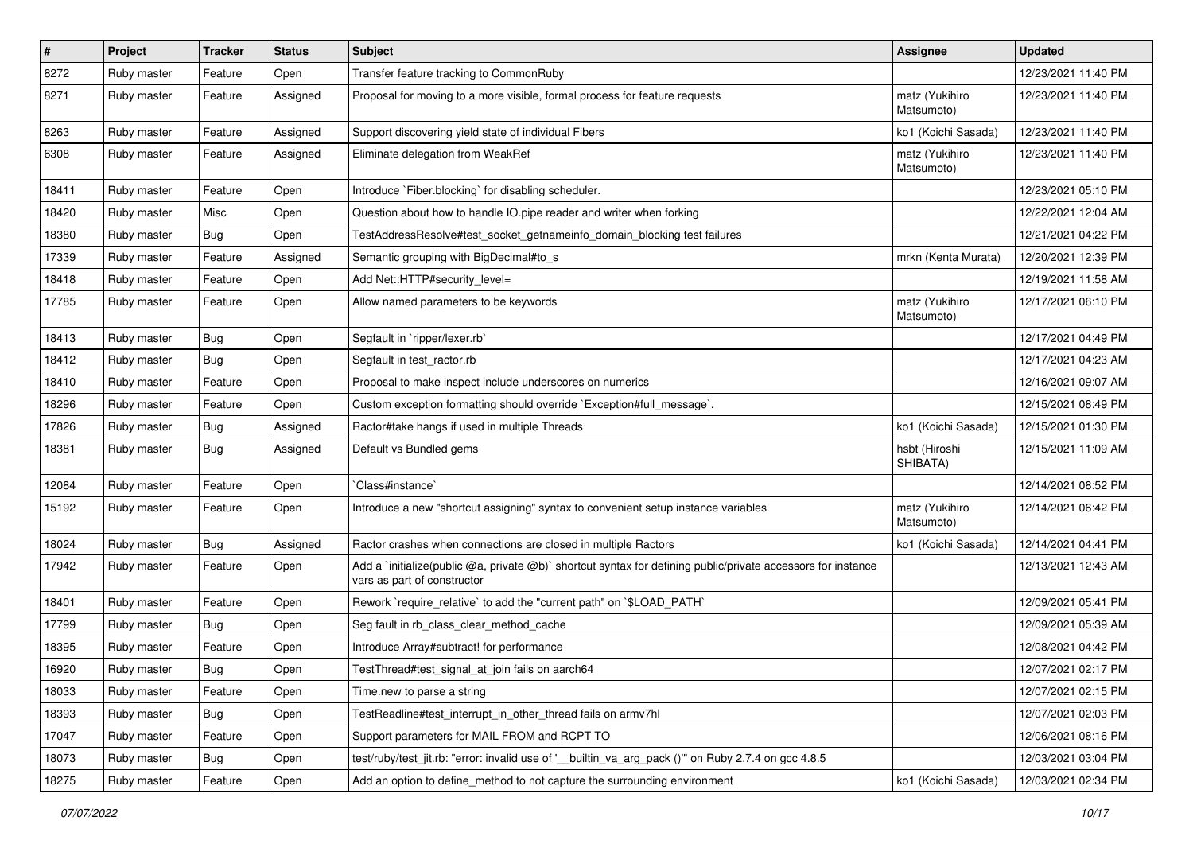| # | Project | Tracker | Status | Subject | Assignee | Updated |
|---|---|---|---|---|---|---|
| 8272 | Ruby master | Feature | Open | Transfer feature tracking to CommonRuby | | 12/23/2021 11:40 PM |
| 8271 | Ruby master | Feature | Assigned | Proposal for moving to a more visible, formal process for feature requests | matz (Yukihiro Matsumoto) | 12/23/2021 11:40 PM |
| 8263 | Ruby master | Feature | Assigned | Support discovering yield state of individual Fibers | ko1 (Koichi Sasada) | 12/23/2021 11:40 PM |
| 6308 | Ruby master | Feature | Assigned | Eliminate delegation from WeakRef | matz (Yukihiro Matsumoto) | 12/23/2021 11:40 PM |
| 18411 | Ruby master | Feature | Open | Introduce `Fiber.blocking` for disabling scheduler. | | 12/23/2021 05:10 PM |
| 18420 | Ruby master | Misc | Open | Question about how to handle IO.pipe reader and writer when forking | | 12/22/2021 12:04 AM |
| 18380 | Ruby master | Bug | Open | TestAddressResolve#test_socket_getnameinfo_domain_blocking test failures | | 12/21/2021 04:22 PM |
| 17339 | Ruby master | Feature | Assigned | Semantic grouping with BigDecimal#to_s | mrkn (Kenta Murata) | 12/20/2021 12:39 PM |
| 18418 | Ruby master | Feature | Open | Add Net::HTTP#security_level= | | 12/19/2021 11:58 AM |
| 17785 | Ruby master | Feature | Open | Allow named parameters to be keywords | matz (Yukihiro Matsumoto) | 12/17/2021 06:10 PM |
| 18413 | Ruby master | Bug | Open | Segfault in `ripper/lexer.rb` | | 12/17/2021 04:49 PM |
| 18412 | Ruby master | Bug | Open | Segfault in test_ractor.rb | | 12/17/2021 04:23 AM |
| 18410 | Ruby master | Feature | Open | Proposal to make inspect include underscores on numerics | | 12/16/2021 09:07 AM |
| 18296 | Ruby master | Feature | Open | Custom exception formatting should override `Exception#full_message`. | | 12/15/2021 08:49 PM |
| 17826 | Ruby master | Bug | Assigned | Ractor#take hangs if used in multiple Threads | ko1 (Koichi Sasada) | 12/15/2021 01:30 PM |
| 18381 | Ruby master | Bug | Assigned | Default vs Bundled gems | hsbt (Hiroshi SHIBATA) | 12/15/2021 11:09 AM |
| 12084 | Ruby master | Feature | Open | `Class#instance` | | 12/14/2021 08:52 PM |
| 15192 | Ruby master | Feature | Open | Introduce a new "shortcut assigning" syntax to convenient setup instance variables | matz (Yukihiro Matsumoto) | 12/14/2021 06:42 PM |
| 18024 | Ruby master | Bug | Assigned | Ractor crashes when connections are closed in multiple Ractors | ko1 (Koichi Sasada) | 12/14/2021 04:41 PM |
| 17942 | Ruby master | Feature | Open | Add a `initialize(public @a, private @b)` shortcut syntax for defining public/private accessors for instance vars as part of constructor | | 12/13/2021 12:43 AM |
| 18401 | Ruby master | Feature | Open | Rework `require_relative` to add the "current path" on `$LOAD_PATH` | | 12/09/2021 05:41 PM |
| 17799 | Ruby master | Bug | Open | Seg fault in rb_class_clear_method_cache | | 12/09/2021 05:39 AM |
| 18395 | Ruby master | Feature | Open | Introduce Array#subtract! for performance | | 12/08/2021 04:42 PM |
| 16920 | Ruby master | Bug | Open | TestThread#test_signal_at_join fails on aarch64 | | 12/07/2021 02:17 PM |
| 18033 | Ruby master | Feature | Open | Time.new to parse a string | | 12/07/2021 02:15 PM |
| 18393 | Ruby master | Bug | Open | TestReadline#test_interrupt_in_other_thread fails on armv7hl | | 12/07/2021 02:03 PM |
| 17047 | Ruby master | Feature | Open | Support parameters for MAIL FROM and RCPT TO | | 12/06/2021 08:16 PM |
| 18073 | Ruby master | Bug | Open | test/ruby/test_jit.rb: "error: invalid use of '__builtin_va_arg_pack ()'" on Ruby 2.7.4 on gcc 4.8.5 | | 12/03/2021 03:04 PM |
| 18275 | Ruby master | Feature | Open | Add an option to define_method to not capture the surrounding environment | ko1 (Koichi Sasada) | 12/03/2021 02:34 PM |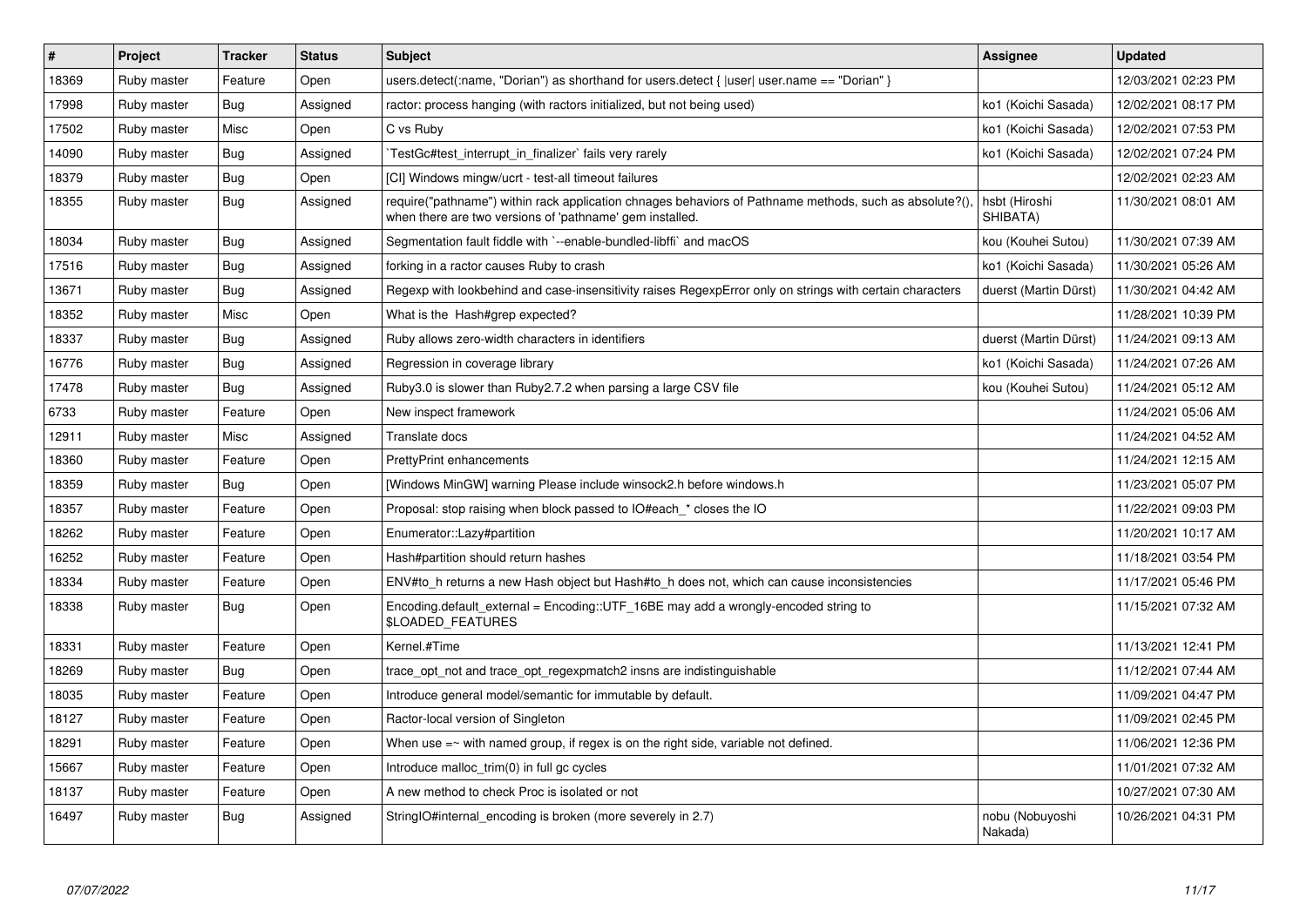| # | Project | Tracker | Status | Subject | Assignee | Updated |
|---|---|---|---|---|---|---|
| 18369 | Ruby master | Feature | Open | users.detect(:name, "Dorian") as shorthand for users.detect { \|user\| user.name == "Dorian" } | | 12/03/2021 02:23 PM |
| 17998 | Ruby master | Bug | Assigned | ractor: process hanging (with ractors initialized, but not being used) | ko1 (Koichi Sasada) | 12/02/2021 08:17 PM |
| 17502 | Ruby master | Misc | Open | C vs Ruby | ko1 (Koichi Sasada) | 12/02/2021 07:53 PM |
| 14090 | Ruby master | Bug | Assigned | `TestGc#test_interrupt_in_finalizer` fails very rarely | ko1 (Koichi Sasada) | 12/02/2021 07:24 PM |
| 18379 | Ruby master | Bug | Open | [CI] Windows mingw/ucrt - test-all timeout failures | | 12/02/2021 02:23 AM |
| 18355 | Ruby master | Bug | Assigned | require("pathname") within rack application chnages behaviors of Pathname methods, such as absolute?(), when there are two versions of 'pathname' gem installed. | hsbt (Hiroshi SHIBATA) | 11/30/2021 08:01 AM |
| 18034 | Ruby master | Bug | Assigned | Segmentation fault fiddle with `--enable-bundled-libffi` and macOS | kou (Kouhei Sutou) | 11/30/2021 07:39 AM |
| 17516 | Ruby master | Bug | Assigned | forking in a ractor causes Ruby to crash | ko1 (Koichi Sasada) | 11/30/2021 05:26 AM |
| 13671 | Ruby master | Bug | Assigned | Regexp with lookbehind and case-insensitivity raises RegexpError only on strings with certain characters | duerst (Martin Dürst) | 11/30/2021 04:42 AM |
| 18352 | Ruby master | Misc | Open | What is the Hash#grep expected? | | 11/28/2021 10:39 PM |
| 18337 | Ruby master | Bug | Assigned | Ruby allows zero-width characters in identifiers | duerst (Martin Dürst) | 11/24/2021 09:13 AM |
| 16776 | Ruby master | Bug | Assigned | Regression in coverage library | ko1 (Koichi Sasada) | 11/24/2021 07:26 AM |
| 17478 | Ruby master | Bug | Assigned | Ruby3.0 is slower than Ruby2.7.2 when parsing a large CSV file | kou (Kouhei Sutou) | 11/24/2021 05:12 AM |
| 6733 | Ruby master | Feature | Open | New inspect framework | | 11/24/2021 05:06 AM |
| 12911 | Ruby master | Misc | Assigned | Translate docs | | 11/24/2021 04:52 AM |
| 18360 | Ruby master | Feature | Open | PrettyPrint enhancements | | 11/24/2021 12:15 AM |
| 18359 | Ruby master | Bug | Open | [Windows MinGW] warning Please include winsock2.h before windows.h | | 11/23/2021 05:07 PM |
| 18357 | Ruby master | Feature | Open | Proposal: stop raising when block passed to IO#each_* closes the IO | | 11/22/2021 09:03 PM |
| 18262 | Ruby master | Feature | Open | Enumerator::Lazy#partition | | 11/20/2021 10:17 AM |
| 16252 | Ruby master | Feature | Open | Hash#partition should return hashes | | 11/18/2021 03:54 PM |
| 18334 | Ruby master | Feature | Open | ENV#to_h returns a new Hash object but Hash#to_h does not, which can cause inconsistencies | | 11/17/2021 05:46 PM |
| 18338 | Ruby master | Bug | Open | Encoding.default_external = Encoding::UTF_16BE may add a wrongly-encoded string to $LOADED_FEATURES | | 11/15/2021 07:32 AM |
| 18331 | Ruby master | Feature | Open | Kernel.#Time | | 11/13/2021 12:41 PM |
| 18269 | Ruby master | Bug | Open | trace_opt_not and trace_opt_regexpmatch2 insns are indistinguishable | | 11/12/2021 07:44 AM |
| 18035 | Ruby master | Feature | Open | Introduce general model/semantic for immutable by default. | | 11/09/2021 04:47 PM |
| 18127 | Ruby master | Feature | Open | Ractor-local version of Singleton | | 11/09/2021 02:45 PM |
| 18291 | Ruby master | Feature | Open | When use =~ with named group, if regex is on the right side, variable not defined. | | 11/06/2021 12:36 PM |
| 15667 | Ruby master | Feature | Open | Introduce malloc_trim(0) in full gc cycles | | 11/01/2021 07:32 AM |
| 18137 | Ruby master | Feature | Open | A new method to check Proc is isolated or not | | 10/27/2021 07:30 AM |
| 16497 | Ruby master | Bug | Assigned | StringIO#internal_encoding is broken (more severely in 2.7) | nobu (Nobuyoshi Nakada) | 10/26/2021 04:31 PM |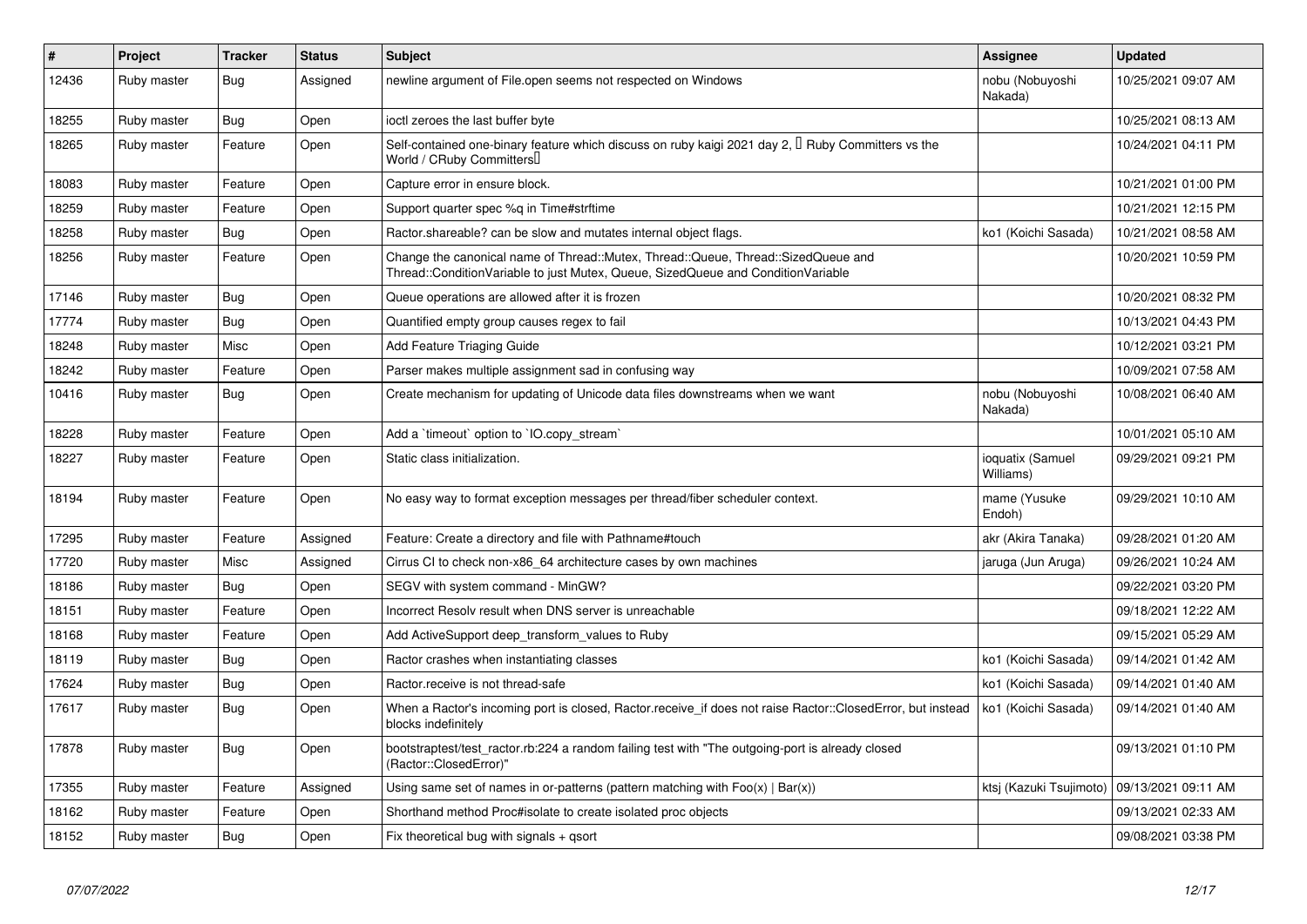| # | Project | Tracker | Status | Subject | Assignee | Updated |
|---|---|---|---|---|---|---|
| 12436 | Ruby master | Bug | Assigned | newline argument of File.open seems not respected on Windows | nobu (Nobuyoshi Nakada) | 10/25/2021 09:07 AM |
| 18255 | Ruby master | Bug | Open | ioctl zeroes the last buffer byte | | 10/25/2021 08:13 AM |
| 18265 | Ruby master | Feature | Open | Self-contained one-binary feature which discuss on ruby kaigi 2021 day 2, 「Ruby Committers vs the World / CRuby Committers」 | | 10/24/2021 04:11 PM |
| 18083 | Ruby master | Feature | Open | Capture error in ensure block. | | 10/21/2021 01:00 PM |
| 18259 | Ruby master | Feature | Open | Support quarter spec %q in Time#strftime | | 10/21/2021 12:15 PM |
| 18258 | Ruby master | Bug | Open | Ractor.shareable? can be slow and mutates internal object flags. | ko1 (Koichi Sasada) | 10/21/2021 08:58 AM |
| 18256 | Ruby master | Feature | Open | Change the canonical name of Thread::Mutex, Thread::Queue, Thread::SizedQueue and Thread::ConditionVariable to just Mutex, Queue, SizedQueue and ConditionVariable | | 10/20/2021 10:59 PM |
| 17146 | Ruby master | Bug | Open | Queue operations are allowed after it is frozen | | 10/20/2021 08:32 PM |
| 17774 | Ruby master | Bug | Open | Quantified empty group causes regex to fail | | 10/13/2021 04:43 PM |
| 18248 | Ruby master | Misc | Open | Add Feature Triaging Guide | | 10/12/2021 03:21 PM |
| 18242 | Ruby master | Feature | Open | Parser makes multiple assignment sad in confusing way | | 10/09/2021 07:58 AM |
| 10416 | Ruby master | Bug | Open | Create mechanism for updating of Unicode data files downstreams when we want | nobu (Nobuyoshi Nakada) | 10/08/2021 06:40 AM |
| 18228 | Ruby master | Feature | Open | Add a `timeout` option to `IO.copy_stream` | | 10/01/2021 05:10 AM |
| 18227 | Ruby master | Feature | Open | Static class initialization. | ioquatix (Samuel Williams) | 09/29/2021 09:21 PM |
| 18194 | Ruby master | Feature | Open | No easy way to format exception messages per thread/fiber scheduler context. | mame (Yusuke Endoh) | 09/29/2021 10:10 AM |
| 17295 | Ruby master | Feature | Assigned | Feature: Create a directory and file with Pathname#touch | akr (Akira Tanaka) | 09/28/2021 01:20 AM |
| 17720 | Ruby master | Misc | Assigned | Cirrus CI to check non-x86_64 architecture cases by own machines | jaruga (Jun Aruga) | 09/26/2021 10:24 AM |
| 18186 | Ruby master | Bug | Open | SEGV with system command - MinGW? | | 09/22/2021 03:20 PM |
| 18151 | Ruby master | Feature | Open | Incorrect Resolv result when DNS server is unreachable | | 09/18/2021 12:22 AM |
| 18168 | Ruby master | Feature | Open | Add ActiveSupport deep_transform_values to Ruby | | 09/15/2021 05:29 AM |
| 18119 | Ruby master | Bug | Open | Ractor crashes when instantiating classes | ko1 (Koichi Sasada) | 09/14/2021 01:42 AM |
| 17624 | Ruby master | Bug | Open | Ractor.receive is not thread-safe | ko1 (Koichi Sasada) | 09/14/2021 01:40 AM |
| 17617 | Ruby master | Bug | Open | When a Ractor's incoming port is closed, Ractor.receive_if does not raise Ractor::ClosedError, but instead blocks indefinitely | ko1 (Koichi Sasada) | 09/14/2021 01:40 AM |
| 17878 | Ruby master | Bug | Open | bootstraptest/test_ractor.rb:224 a random failing test with "The outgoing-port is already closed (Ractor::ClosedError)" | | 09/13/2021 01:10 PM |
| 17355 | Ruby master | Feature | Assigned | Using same set of names in or-patterns (pattern matching with Foo(x) \| Bar(x)) | ktsj (Kazuki Tsujimoto) | 09/13/2021 09:11 AM |
| 18162 | Ruby master | Feature | Open | Shorthand method Proc#isolate to create isolated proc objects | | 09/13/2021 02:33 AM |
| 18152 | Ruby master | Bug | Open | Fix theoretical bug with signals + qsort | | 09/08/2021 03:38 PM |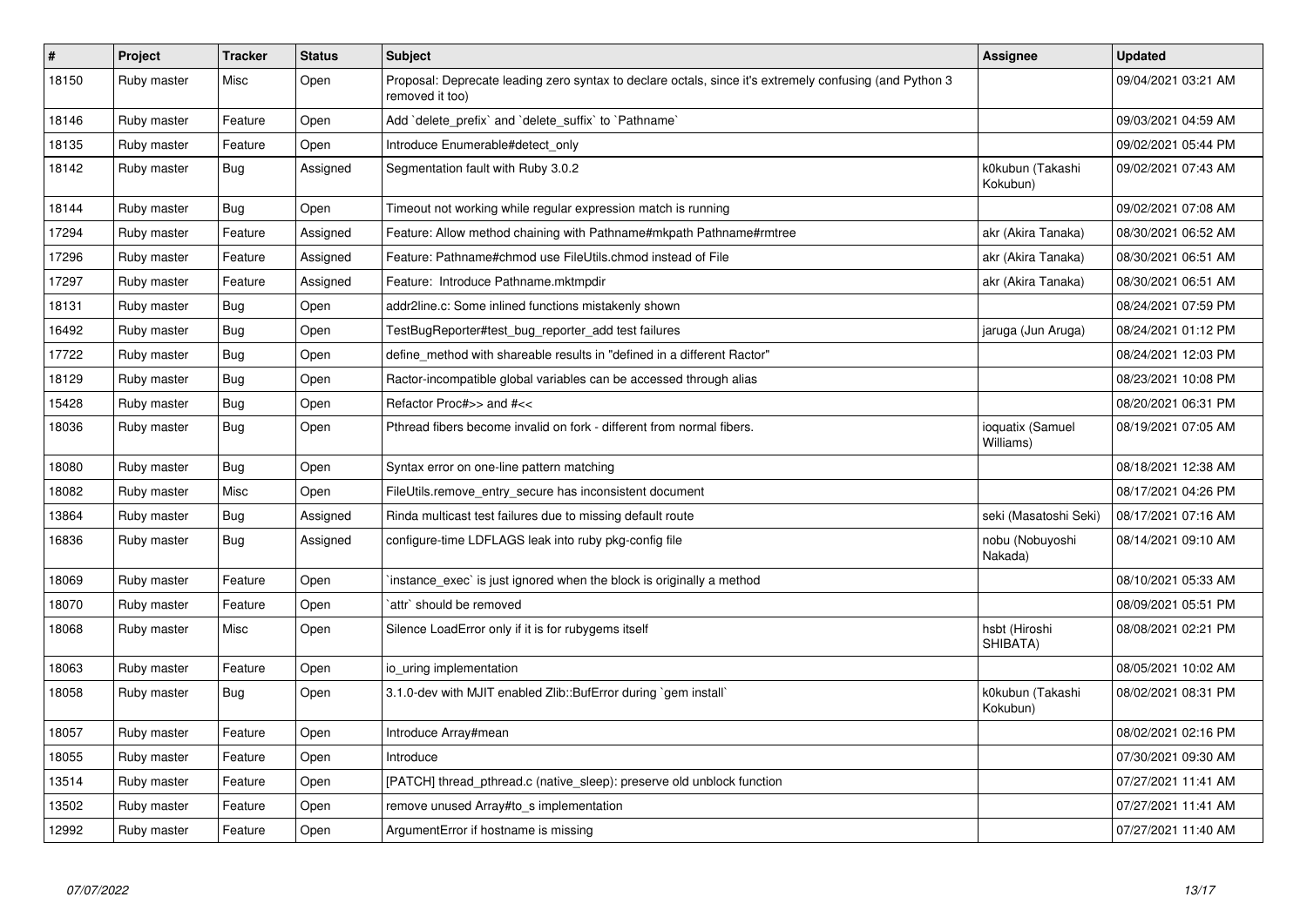| # | Project | Tracker | Status | Subject | Assignee | Updated |
|---|---|---|---|---|---|---|
| 18150 | Ruby master | Misc | Open | Proposal: Deprecate leading zero syntax to declare octals, since it's extremely confusing (and Python 3 removed it too) | | 09/04/2021 03:21 AM |
| 18146 | Ruby master | Feature | Open | Add `delete_prefix` and `delete_suffix` to `Pathname` | | 09/03/2021 04:59 AM |
| 18135 | Ruby master | Feature | Open | Introduce Enumerable#detect_only | | 09/02/2021 05:44 PM |
| 18142 | Ruby master | Bug | Assigned | Segmentation fault with Ruby 3.0.2 | k0kubun (Takashi Kokubun) | 09/02/2021 07:43 AM |
| 18144 | Ruby master | Bug | Open | Timeout not working while regular expression match is running | | 09/02/2021 07:08 AM |
| 17294 | Ruby master | Feature | Assigned | Feature: Allow method chaining with Pathname#mkpath Pathname#rmtree | akr (Akira Tanaka) | 08/30/2021 06:52 AM |
| 17296 | Ruby master | Feature | Assigned | Feature: Pathname#chmod use FileUtils.chmod instead of File | akr (Akira Tanaka) | 08/30/2021 06:51 AM |
| 17297 | Ruby master | Feature | Assigned | Feature: Introduce Pathname.mktmpdir | akr (Akira Tanaka) | 08/30/2021 06:51 AM |
| 18131 | Ruby master | Bug | Open | addr2line.c: Some inlined functions mistakenly shown | | 08/24/2021 07:59 PM |
| 16492 | Ruby master | Bug | Open | TestBugReporter#test_bug_reporter_add test failures | jaruga (Jun Aruga) | 08/24/2021 01:12 PM |
| 17722 | Ruby master | Bug | Open | define_method with shareable results in "defined in a different Ractor" | | 08/24/2021 12:03 PM |
| 18129 | Ruby master | Bug | Open | Ractor-incompatible global variables can be accessed through alias | | 08/23/2021 10:08 PM |
| 15428 | Ruby master | Bug | Open | Refactor Proc#>> and #<< | | 08/20/2021 06:31 PM |
| 18036 | Ruby master | Bug | Open | Pthread fibers become invalid on fork - different from normal fibers. | ioquatix (Samuel Williams) | 08/19/2021 07:05 AM |
| 18080 | Ruby master | Bug | Open | Syntax error on one-line pattern matching | | 08/18/2021 12:38 AM |
| 18082 | Ruby master | Misc | Open | FileUtils.remove_entry_secure has inconsistent document | | 08/17/2021 04:26 PM |
| 13864 | Ruby master | Bug | Assigned | Rinda multicast test failures due to missing default route | seki (Masatoshi Seki) | 08/17/2021 07:16 AM |
| 16836 | Ruby master | Bug | Assigned | configure-time LDFLAGS leak into ruby pkg-config file | nobu (Nobuyoshi Nakada) | 08/14/2021 09:10 AM |
| 18069 | Ruby master | Feature | Open | `instance_exec` is just ignored when the block is originally a method | | 08/10/2021 05:33 AM |
| 18070 | Ruby master | Feature | Open | `attr` should be removed | | 08/09/2021 05:51 PM |
| 18068 | Ruby master | Misc | Open | Silence LoadError only if it is for rubygems itself | hsbt (Hiroshi SHIBATA) | 08/08/2021 02:21 PM |
| 18063 | Ruby master | Feature | Open | io_uring implementation | | 08/05/2021 10:02 AM |
| 18058 | Ruby master | Bug | Open | 3.1.0-dev with MJIT enabled Zlib::BufError during `gem install` | k0kubun (Takashi Kokubun) | 08/02/2021 08:31 PM |
| 18057 | Ruby master | Feature | Open | Introduce Array#mean | | 08/02/2021 02:16 PM |
| 18055 | Ruby master | Feature | Open | Introduce | | 07/30/2021 09:30 AM |
| 13514 | Ruby master | Feature | Open | [PATCH] thread_pthread.c (native_sleep): preserve old unblock function | | 07/27/2021 11:41 AM |
| 13502 | Ruby master | Feature | Open | remove unused Array#to_s implementation | | 07/27/2021 11:41 AM |
| 12992 | Ruby master | Feature | Open | ArgumentError if hostname is missing | | 07/27/2021 11:40 AM |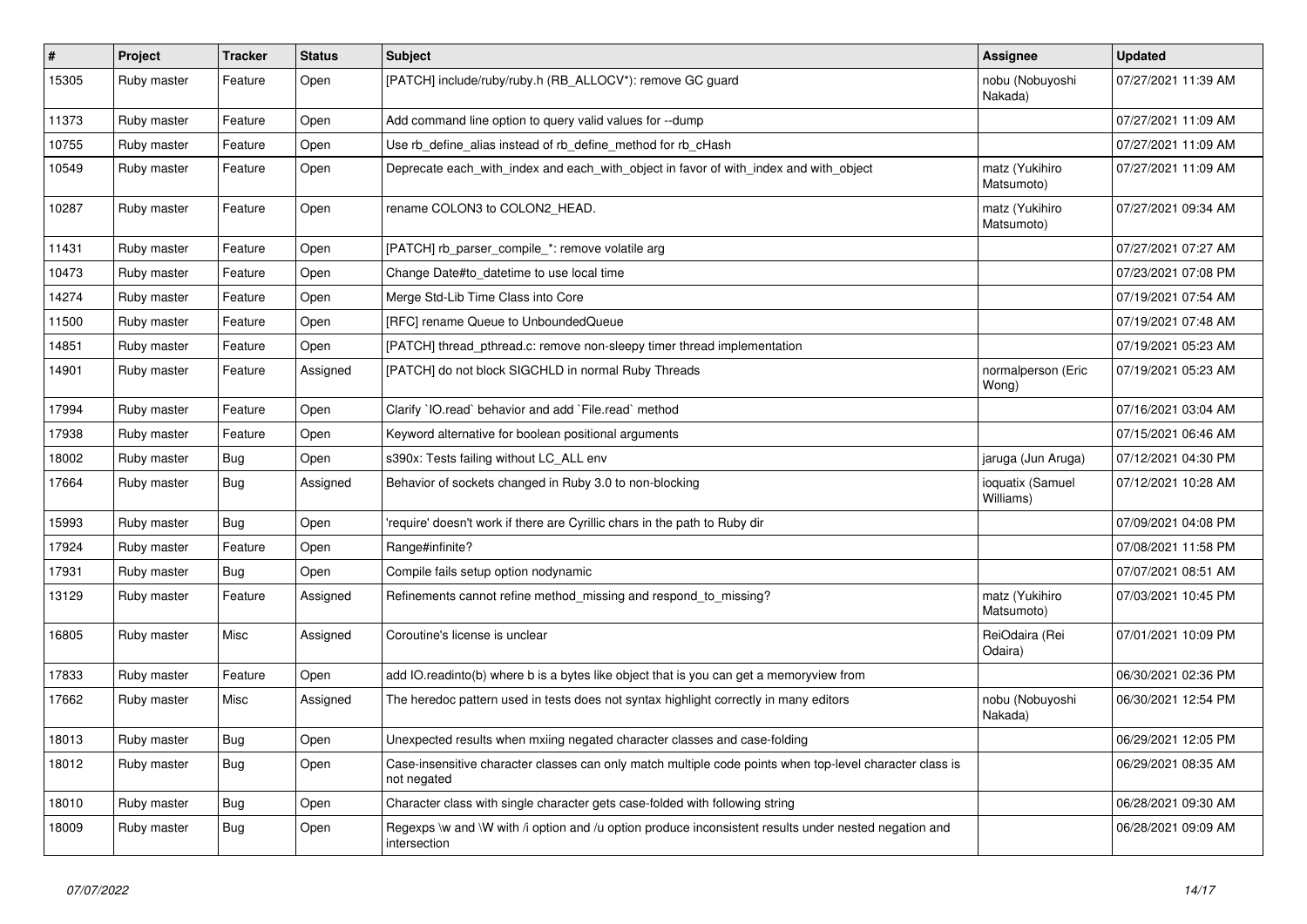| # | Project | Tracker | Status | Subject | Assignee | Updated |
|---|---|---|---|---|---|---|
| 15305 | Ruby master | Feature | Open | [PATCH] include/ruby/ruby.h (RB_ALLOCV*): remove GC guard | nobu (Nobuyoshi Nakada) | 07/27/2021 11:39 AM |
| 11373 | Ruby master | Feature | Open | Add command line option to query valid values for --dump | | 07/27/2021 11:09 AM |
| 10755 | Ruby master | Feature | Open | Use rb_define_alias instead of rb_define_method for rb_cHash | | 07/27/2021 11:09 AM |
| 10549 | Ruby master | Feature | Open | Deprecate each_with_index and each_with_object in favor of with_index and with_object | matz (Yukihiro Matsumoto) | 07/27/2021 11:09 AM |
| 10287 | Ruby master | Feature | Open | rename COLON3 to COLON2_HEAD. | matz (Yukihiro Matsumoto) | 07/27/2021 09:34 AM |
| 11431 | Ruby master | Feature | Open | [PATCH] rb_parser_compile_*: remove volatile arg | | 07/27/2021 07:27 AM |
| 10473 | Ruby master | Feature | Open | Change Date#to_datetime to use local time | | 07/23/2021 07:08 PM |
| 14274 | Ruby master | Feature | Open | Merge Std-Lib Time Class into Core | | 07/19/2021 07:54 AM |
| 11500 | Ruby master | Feature | Open | [RFC] rename Queue to UnboundedQueue | | 07/19/2021 07:48 AM |
| 14851 | Ruby master | Feature | Open | [PATCH] thread_pthread.c: remove non-sleepy timer thread implementation | | 07/19/2021 05:23 AM |
| 14901 | Ruby master | Feature | Assigned | [PATCH] do not block SIGCHLD in normal Ruby Threads | normalperson (Eric Wong) | 07/19/2021 05:23 AM |
| 17994 | Ruby master | Feature | Open | Clarify `IO.read` behavior and add `File.read` method | | 07/16/2021 03:04 AM |
| 17938 | Ruby master | Feature | Open | Keyword alternative for boolean positional arguments | | 07/15/2021 06:46 AM |
| 18002 | Ruby master | Bug | Open | s390x: Tests failing without LC_ALL env | jaruga (Jun Aruga) | 07/12/2021 04:30 PM |
| 17664 | Ruby master | Bug | Assigned | Behavior of sockets changed in Ruby 3.0 to non-blocking | ioquatix (Samuel Williams) | 07/12/2021 10:28 AM |
| 15993 | Ruby master | Bug | Open | 'require' doesn't work if there are Cyrillic chars in the path to Ruby dir | | 07/09/2021 04:08 PM |
| 17924 | Ruby master | Feature | Open | Range#infinite? | | 07/08/2021 11:58 PM |
| 17931 | Ruby master | Bug | Open | Compile fails setup option nodynamic | | 07/07/2021 08:51 AM |
| 13129 | Ruby master | Feature | Assigned | Refinements cannot refine method_missing and respond_to_missing? | matz (Yukihiro Matsumoto) | 07/03/2021 10:45 PM |
| 16805 | Ruby master | Misc | Assigned | Coroutine's license is unclear | ReiOdaira (Rei Odaira) | 07/01/2021 10:09 PM |
| 17833 | Ruby master | Feature | Open | add IO.readinto(b) where b is a bytes like object that is you can get a memoryview from | | 06/30/2021 02:36 PM |
| 17662 | Ruby master | Misc | Assigned | The heredoc pattern used in tests does not syntax highlight correctly in many editors | nobu (Nobuyoshi Nakada) | 06/30/2021 12:54 PM |
| 18013 | Ruby master | Bug | Open | Unexpected results when mxiing negated character classes and case-folding | | 06/29/2021 12:05 PM |
| 18012 | Ruby master | Bug | Open | Case-insensitive character classes can only match multiple code points when top-level character class is not negated | | 06/29/2021 08:35 AM |
| 18010 | Ruby master | Bug | Open | Character class with single character gets case-folded with following string | | 06/28/2021 09:30 AM |
| 18009 | Ruby master | Bug | Open | Regexps \w and \W with /i option and /u option produce inconsistent results under nested negation and intersection | | 06/28/2021 09:09 AM |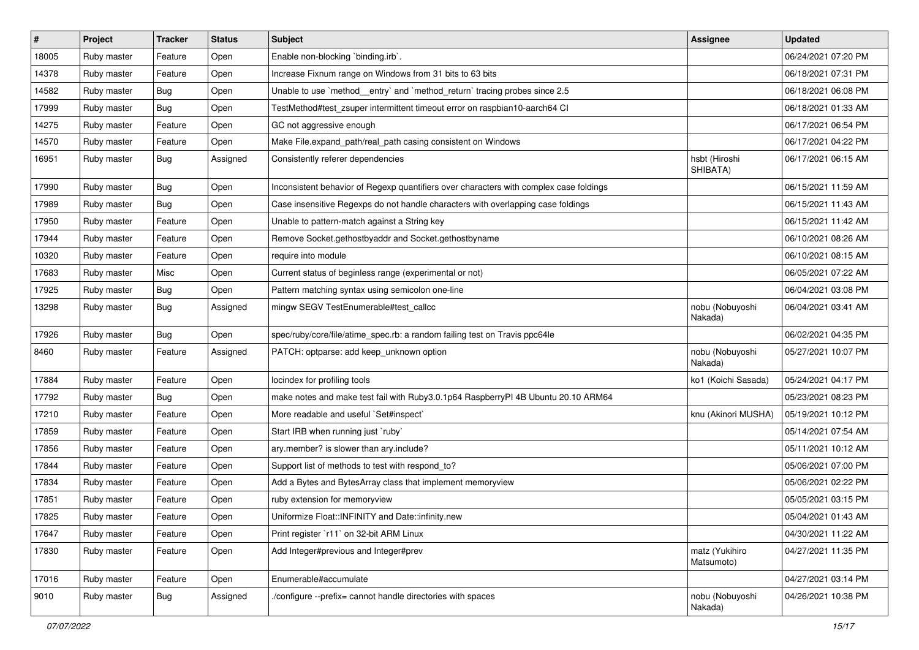| # | Project | Tracker | Status | Subject | Assignee | Updated |
|---|---|---|---|---|---|---|
| 18005 | Ruby master | Feature | Open | Enable non-blocking `binding.irb`. | | 06/24/2021 07:20 PM |
| 14378 | Ruby master | Feature | Open | Increase Fixnum range on Windows from 31 bits to 63 bits | | 06/18/2021 07:31 PM |
| 14582 | Ruby master | Bug | Open | Unable to use `method__entry` and `method_return` tracing probes since 2.5 | | 06/18/2021 06:08 PM |
| 17999 | Ruby master | Bug | Open | TestMethod#test_zsuper intermittent timeout error on raspbian10-aarch64 CI | | 06/18/2021 01:33 AM |
| 14275 | Ruby master | Feature | Open | GC not aggressive enough | | 06/17/2021 06:54 PM |
| 14570 | Ruby master | Feature | Open | Make File.expand_path/real_path casing consistent on Windows | | 06/17/2021 04:22 PM |
| 16951 | Ruby master | Bug | Assigned | Consistently referer dependencies | hsbt (Hiroshi SHIBATA) | 06/17/2021 06:15 AM |
| 17990 | Ruby master | Bug | Open | Inconsistent behavior of Regexp quantifiers over characters with complex case foldings | | 06/15/2021 11:59 AM |
| 17989 | Ruby master | Bug | Open | Case insensitive Regexps do not handle characters with overlapping case foldings | | 06/15/2021 11:43 AM |
| 17950 | Ruby master | Feature | Open | Unable to pattern-match against a String key | | 06/15/2021 11:42 AM |
| 17944 | Ruby master | Feature | Open | Remove Socket.gethostbyaddr and Socket.gethostbyname | | 06/10/2021 08:26 AM |
| 10320 | Ruby master | Feature | Open | require into module | | 06/10/2021 08:15 AM |
| 17683 | Ruby master | Misc | Open | Current status of beginless range (experimental or not) | | 06/05/2021 07:22 AM |
| 17925 | Ruby master | Bug | Open | Pattern matching syntax using semicolon one-line | | 06/04/2021 03:08 PM |
| 13298 | Ruby master | Bug | Assigned | mingw SEGV TestEnumerable#test_callcc | nobu (Nobuyoshi Nakada) | 06/04/2021 03:41 AM |
| 17926 | Ruby master | Bug | Open | spec/ruby/core/file/atime_spec.rb: a random failing test on Travis ppc64le | | 06/02/2021 04:35 PM |
| 8460 | Ruby master | Feature | Assigned | PATCH: optparse: add keep_unknown option | nobu (Nobuyoshi Nakada) | 05/27/2021 10:07 PM |
| 17884 | Ruby master | Feature | Open | locindex for profiling tools | ko1 (Koichi Sasada) | 05/24/2021 04:17 PM |
| 17792 | Ruby master | Bug | Open | make notes and make test fail with Ruby3.0.1p64 RaspberryPI 4B Ubuntu 20.10 ARM64 | | 05/23/2021 08:23 PM |
| 17210 | Ruby master | Feature | Open | More readable and useful `Set#inspect` | knu (Akinori MUSHA) | 05/19/2021 10:12 PM |
| 17859 | Ruby master | Feature | Open | Start IRB when running just `ruby` | | 05/14/2021 07:54 AM |
| 17856 | Ruby master | Feature | Open | ary.member? is slower than ary.include? | | 05/11/2021 10:12 AM |
| 17844 | Ruby master | Feature | Open | Support list of methods to test with respond_to? | | 05/06/2021 07:00 PM |
| 17834 | Ruby master | Feature | Open | Add a Bytes and BytesArray class that implement memoryview | | 05/06/2021 02:22 PM |
| 17851 | Ruby master | Feature | Open | ruby extension for memoryview | | 05/05/2021 03:15 PM |
| 17825 | Ruby master | Feature | Open | Uniformize Float::INFINITY and Date::infinity.new | | 05/04/2021 01:43 AM |
| 17647 | Ruby master | Feature | Open | Print register `r11` on 32-bit ARM Linux | | 04/30/2021 11:22 AM |
| 17830 | Ruby master | Feature | Open | Add Integer#previous and Integer#prev | matz (Yukihiro Matsumoto) | 04/27/2021 11:35 PM |
| 17016 | Ruby master | Feature | Open | Enumerable#accumulate | | 04/27/2021 03:14 PM |
| 9010 | Ruby master | Bug | Assigned | ./configure --prefix= cannot handle directories with spaces | nobu (Nobuyoshi Nakada) | 04/26/2021 10:38 PM |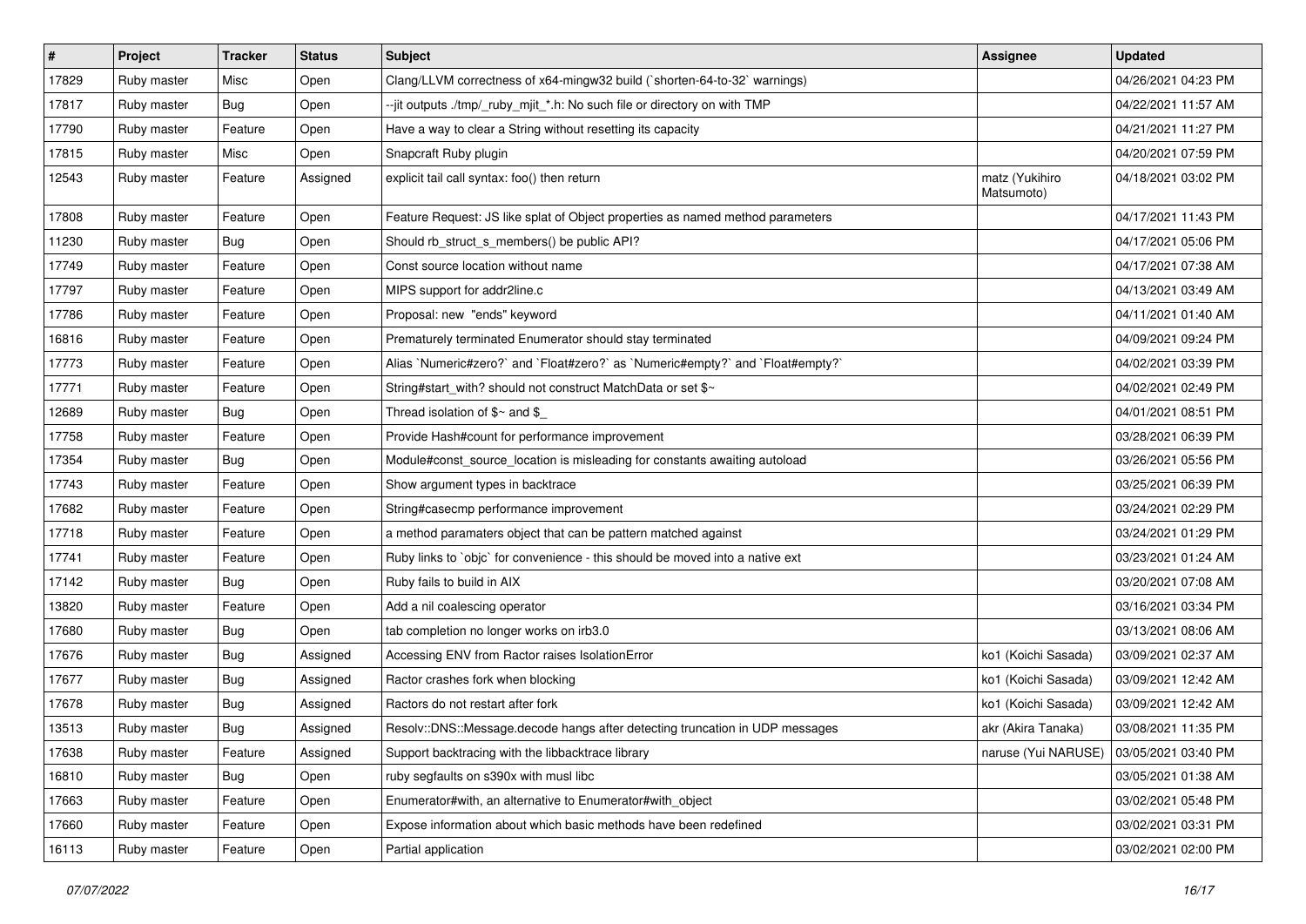| # | Project | Tracker | Status | Subject | Assignee | Updated |
|---|---|---|---|---|---|---|
| 17829 | Ruby master | Misc | Open | Clang/LLVM correctness of x64-mingw32 build (`shorten-64-to-32` warnings) | | 04/26/2021 04:23 PM |
| 17817 | Ruby master | Bug | Open | --jit outputs ./tmp/_ruby_mjit_*.h: No such file or directory on with TMP | | 04/22/2021 11:57 AM |
| 17790 | Ruby master | Feature | Open | Have a way to clear a String without resetting its capacity | | 04/21/2021 11:27 PM |
| 17815 | Ruby master | Misc | Open | Snapcraft Ruby plugin | | 04/20/2021 07:59 PM |
| 12543 | Ruby master | Feature | Assigned | explicit tail call syntax: foo() then return | matz (Yukihiro Matsumoto) | 04/18/2021 03:02 PM |
| 17808 | Ruby master | Feature | Open | Feature Request: JS like splat of Object properties as named method parameters | | 04/17/2021 11:43 PM |
| 11230 | Ruby master | Bug | Open | Should rb_struct_s_members() be public API? | | 04/17/2021 05:06 PM |
| 17749 | Ruby master | Feature | Open | Const source location without name | | 04/17/2021 07:38 AM |
| 17797 | Ruby master | Feature | Open | MIPS support for addr2line.c | | 04/13/2021 03:49 AM |
| 17786 | Ruby master | Feature | Open | Proposal: new "ends" keyword | | 04/11/2021 01:40 AM |
| 16816 | Ruby master | Feature | Open | Prematurely terminated Enumerator should stay terminated | | 04/09/2021 09:24 PM |
| 17773 | Ruby master | Feature | Open | Alias `Numeric#zero?` and `Float#zero?` as `Numeric#empty?` and `Float#empty?` | | 04/02/2021 03:39 PM |
| 17771 | Ruby master | Feature | Open | String#start_with? should not construct MatchData or set $~ | | 04/02/2021 02:49 PM |
| 12689 | Ruby master | Bug | Open | Thread isolation of $~ and $_ | | 04/01/2021 08:51 PM |
| 17758 | Ruby master | Feature | Open | Provide Hash#count for performance improvement | | 03/28/2021 06:39 PM |
| 17354 | Ruby master | Bug | Open | Module#const_source_location is misleading for constants awaiting autoload | | 03/26/2021 05:56 PM |
| 17743 | Ruby master | Feature | Open | Show argument types in backtrace | | 03/25/2021 06:39 PM |
| 17682 | Ruby master | Feature | Open | String#casecmp performance improvement | | 03/24/2021 02:29 PM |
| 17718 | Ruby master | Feature | Open | a method paramaters object that can be pattern matched against | | 03/24/2021 01:29 PM |
| 17741 | Ruby master | Feature | Open | Ruby links to `objc` for convenience - this should be moved into a native ext | | 03/23/2021 01:24 AM |
| 17142 | Ruby master | Bug | Open | Ruby fails to build in AIX | | 03/20/2021 07:08 AM |
| 13820 | Ruby master | Feature | Open | Add a nil coalescing operator | | 03/16/2021 03:34 PM |
| 17680 | Ruby master | Bug | Open | tab completion no longer works on irb3.0 | | 03/13/2021 08:06 AM |
| 17676 | Ruby master | Bug | Assigned | Accessing ENV from Ractor raises IsolationError | ko1 (Koichi Sasada) | 03/09/2021 02:37 AM |
| 17677 | Ruby master | Bug | Assigned | Ractor crashes fork when blocking | ko1 (Koichi Sasada) | 03/09/2021 12:42 AM |
| 17678 | Ruby master | Bug | Assigned | Ractors do not restart after fork | ko1 (Koichi Sasada) | 03/09/2021 12:42 AM |
| 13513 | Ruby master | Bug | Assigned | Resolv::DNS::Message.decode hangs after detecting truncation in UDP messages | akr (Akira Tanaka) | 03/08/2021 11:35 PM |
| 17638 | Ruby master | Feature | Assigned | Support backtracing with the libbacktrace library | naruse (Yui NARUSE) | 03/05/2021 03:40 PM |
| 16810 | Ruby master | Bug | Open | ruby segfaults on s390x with musl libc | | 03/05/2021 01:38 AM |
| 17663 | Ruby master | Feature | Open | Enumerator#with, an alternative to Enumerator#with_object | | 03/02/2021 05:48 PM |
| 17660 | Ruby master | Feature | Open | Expose information about which basic methods have been redefined | | 03/02/2021 03:31 PM |
| 16113 | Ruby master | Feature | Open | Partial application | | 03/02/2021 02:00 PM |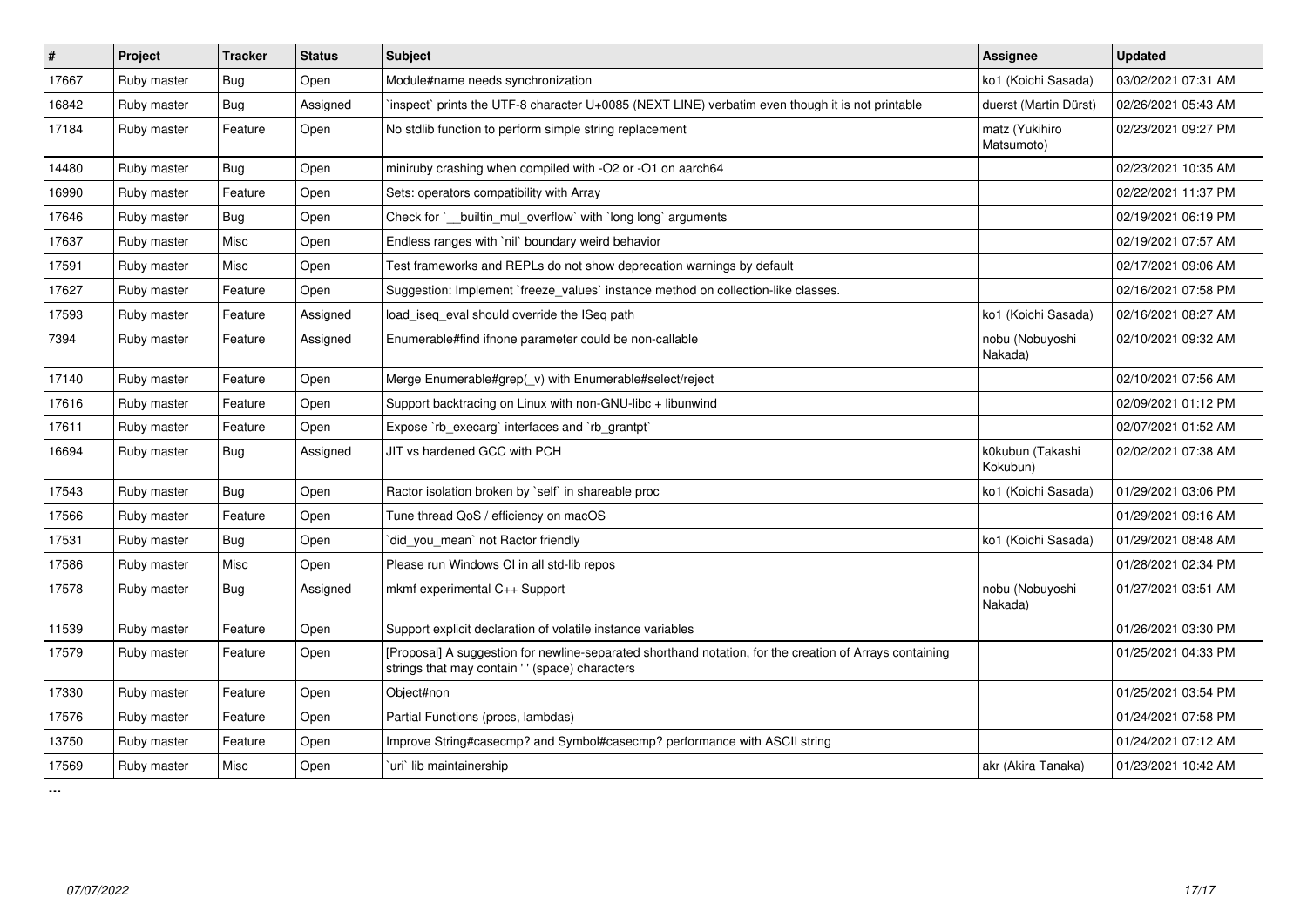| # | Project | Tracker | Status | Subject | Assignee | Updated |
|---|---|---|---|---|---|---|
| 17667 | Ruby master | Bug | Open | Module#name needs synchronization | ko1 (Koichi Sasada) | 03/02/2021 07:31 AM |
| 16842 | Ruby master | Bug | Assigned | `inspect` prints the UTF-8 character U+0085 (NEXT LINE) verbatim even though it is not printable | duerst (Martin Dürst) | 02/26/2021 05:43 AM |
| 17184 | Ruby master | Feature | Open | No stdlib function to perform simple string replacement | matz (Yukihiro Matsumoto) | 02/23/2021 09:27 PM |
| 14480 | Ruby master | Bug | Open | miniruby crashing when compiled with -O2 or -O1 on aarch64 | | 02/23/2021 10:35 AM |
| 16990 | Ruby master | Feature | Open | Sets: operators compatibility with Array | | 02/22/2021 11:37 PM |
| 17646 | Ruby master | Bug | Open | Check for `__builtin_mul_overflow` with `long long` arguments | | 02/19/2021 06:19 PM |
| 17637 | Ruby master | Misc | Open | Endless ranges with `nil` boundary weird behavior | | 02/19/2021 07:57 AM |
| 17591 | Ruby master | Misc | Open | Test frameworks and REPLs do not show deprecation warnings by default | | 02/17/2021 09:06 AM |
| 17627 | Ruby master | Feature | Open | Suggestion: Implement `freeze_values` instance method on collection-like classes. | | 02/16/2021 07:58 PM |
| 17593 | Ruby master | Feature | Assigned | load_iseq_eval should override the ISeq path | ko1 (Koichi Sasada) | 02/16/2021 08:27 AM |
| 7394 | Ruby master | Feature | Assigned | Enumerable#find ifnone parameter could be non-callable | nobu (Nobuyoshi Nakada) | 02/10/2021 09:32 AM |
| 17140 | Ruby master | Feature | Open | Merge Enumerable#grep(_v) with Enumerable#select/reject | | 02/10/2021 07:56 AM |
| 17616 | Ruby master | Feature | Open | Support backtracing on Linux with non-GNU-libc + libunwind | | 02/09/2021 01:12 PM |
| 17611 | Ruby master | Feature | Open | Expose `rb_execarg` interfaces and `rb_grantpt` | | 02/07/2021 01:52 AM |
| 16694 | Ruby master | Bug | Assigned | JIT vs hardened GCC with PCH | k0kubun (Takashi Kokubun) | 02/02/2021 07:38 AM |
| 17543 | Ruby master | Bug | Open | Ractor isolation broken by `self` in shareable proc | ko1 (Koichi Sasada) | 01/29/2021 03:06 PM |
| 17566 | Ruby master | Feature | Open | Tune thread QoS / efficiency on macOS | | 01/29/2021 09:16 AM |
| 17531 | Ruby master | Bug | Open | `did_you_mean` not Ractor friendly | ko1 (Koichi Sasada) | 01/29/2021 08:48 AM |
| 17586 | Ruby master | Misc | Open | Please run Windows CI in all std-lib repos | | 01/28/2021 02:34 PM |
| 17578 | Ruby master | Bug | Assigned | mkmf experimental C++ Support | nobu (Nobuyoshi Nakada) | 01/27/2021 03:51 AM |
| 11539 | Ruby master | Feature | Open | Support explicit declaration of volatile instance variables | | 01/26/2021 03:30 PM |
| 17579 | Ruby master | Feature | Open | [Proposal] A suggestion for newline-separated shorthand notation, for the creation of Arrays containing strings that may contain ' ' (space) characters | | 01/25/2021 04:33 PM |
| 17330 | Ruby master | Feature | Open | Object#non | | 01/25/2021 03:54 PM |
| 17576 | Ruby master | Feature | Open | Partial Functions (procs, lambdas) | | 01/24/2021 07:58 PM |
| 13750 | Ruby master | Feature | Open | Improve String#casecmp? and Symbol#casecmp? performance with ASCII string | | 01/24/2021 07:12 AM |
| 17569 | Ruby master | Misc | Open | `uri` lib maintainership | akr (Akira Tanaka) | 01/23/2021 10:42 AM |

...